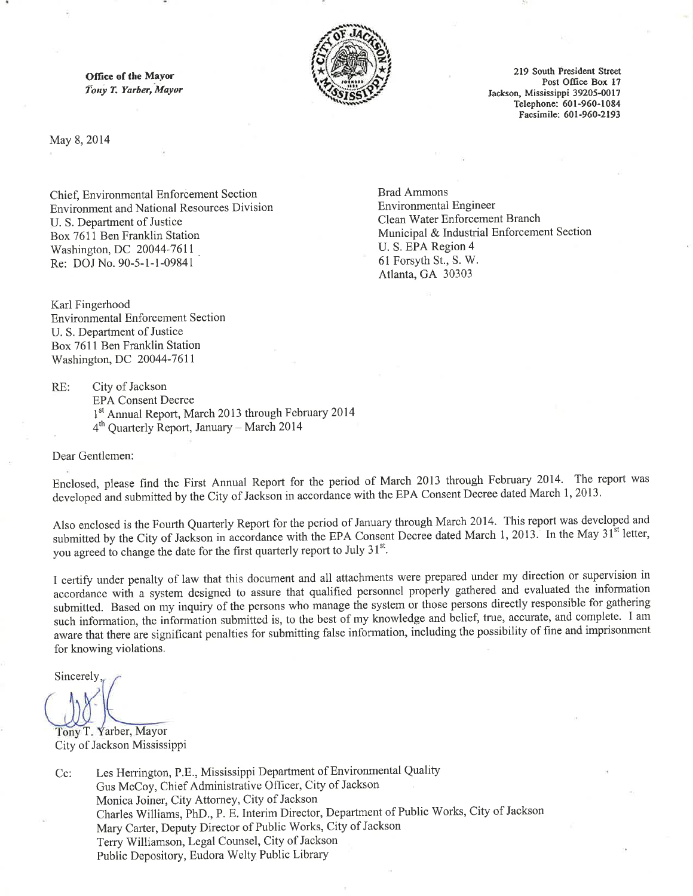**Office of the Mayor**
*Tony T. Yarber, Mayor*

219 South President Street
Post Office Box 17
Jackson, Mississippi 39205-0017
Telephone: 601-960-1084
Facsimile: 601-960-2193

May 8, 2014

Chief, Environmental Enforcement Section
Environment and National Resources Division
U. S. Department of Justice
Box 7611 Ben Franklin Station
Washington, DC 20044-7611
Re: DOJ No. 90-5-1-1-09841

Brad Ammons
Environmental Engineer
Clean Water Enforcement Branch
Municipal & Industrial Enforcement Section
U. S. EPA Region 4
61 Forsyth St., S. W.
Atlanta, GA 30303

Karl Fingerhood
Environmental Enforcement Section
U. S. Department of Justice
Box 7611 Ben Franklin Station
Washington, DC 20044-7611

RE: City of Jackson
EPA Consent Decree
1st Annual Report, March 2013 through February 2014
4th Quarterly Report, January – March 2014

Dear Gentlemen:

Enclosed, please find the First Annual Report for the period of March 2013 through February 2014. The report was developed and submitted by the City of Jackson in accordance with the EPA Consent Decree dated March 1, 2013.

Also enclosed is the Fourth Quarterly Report for the period of January through March 2014. This report was developed and submitted by the City of Jackson in accordance with the EPA Consent Decree dated March 1, 2013. In the May 31st letter, you agreed to change the date for the first quarterly report to July 31st.

I certify under penalty of law that this document and all attachments were prepared under my direction or supervision in accordance with a system designed to assure that qualified personnel properly gathered and evaluated the information submitted. Based on my inquiry of the persons who manage the system or those persons directly responsible for gathering such information, the information submitted is, to the best of my knowledge and belief, true, accurate, and complete. I am aware that there are significant penalties for submitting false information, including the possibility of fine and imprisonment for knowing violations.

Sincerely,

Tony T. Yarber, Mayor
City of Jackson Mississippi

Cc: Les Herrington, P.E., Mississippi Department of Environmental Quality
Gus McCoy, Chief Administrative Officer, City of Jackson
Monica Joiner, City Attorney, City of Jackson
Charles Williams, PhD., P. E. Interim Director, Department of Public Works, City of Jackson
Mary Carter, Deputy Director of Public Works, City of Jackson
Terry Williamson, Legal Counsel, City of Jackson
Public Depository, Eudora Welty Public Library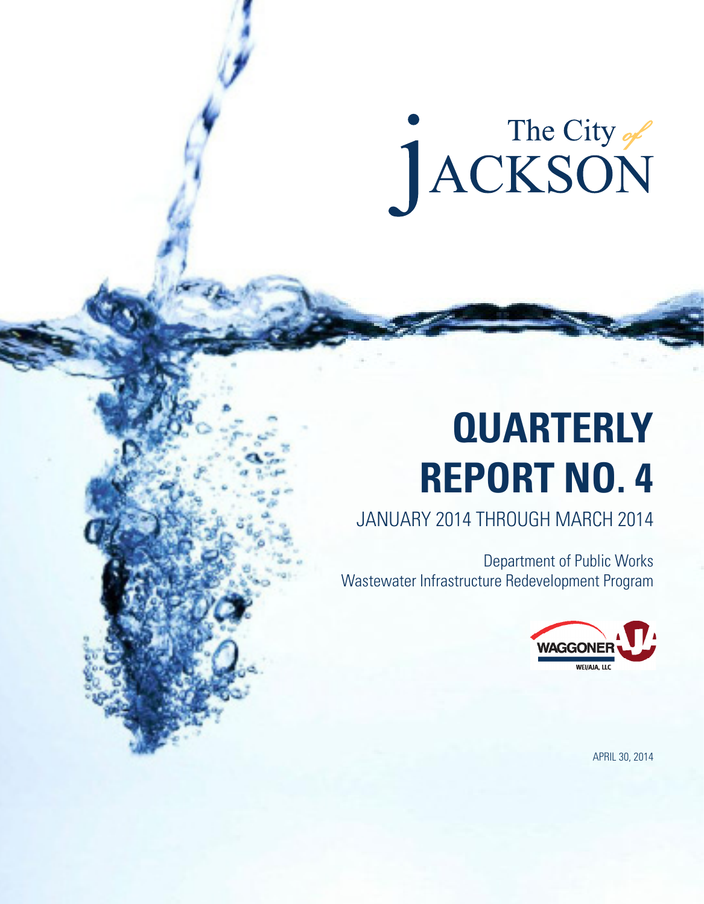The City of JACKSON

# QUARTERLY REPORT NO. 4

## JANUARY 2014 THROUGH MARCH 2014

Department of Public Works
Wastewater Infrastructure Redevelopment Program

WAGGONER
WEI/AJA, LLC

APRIL 30, 2014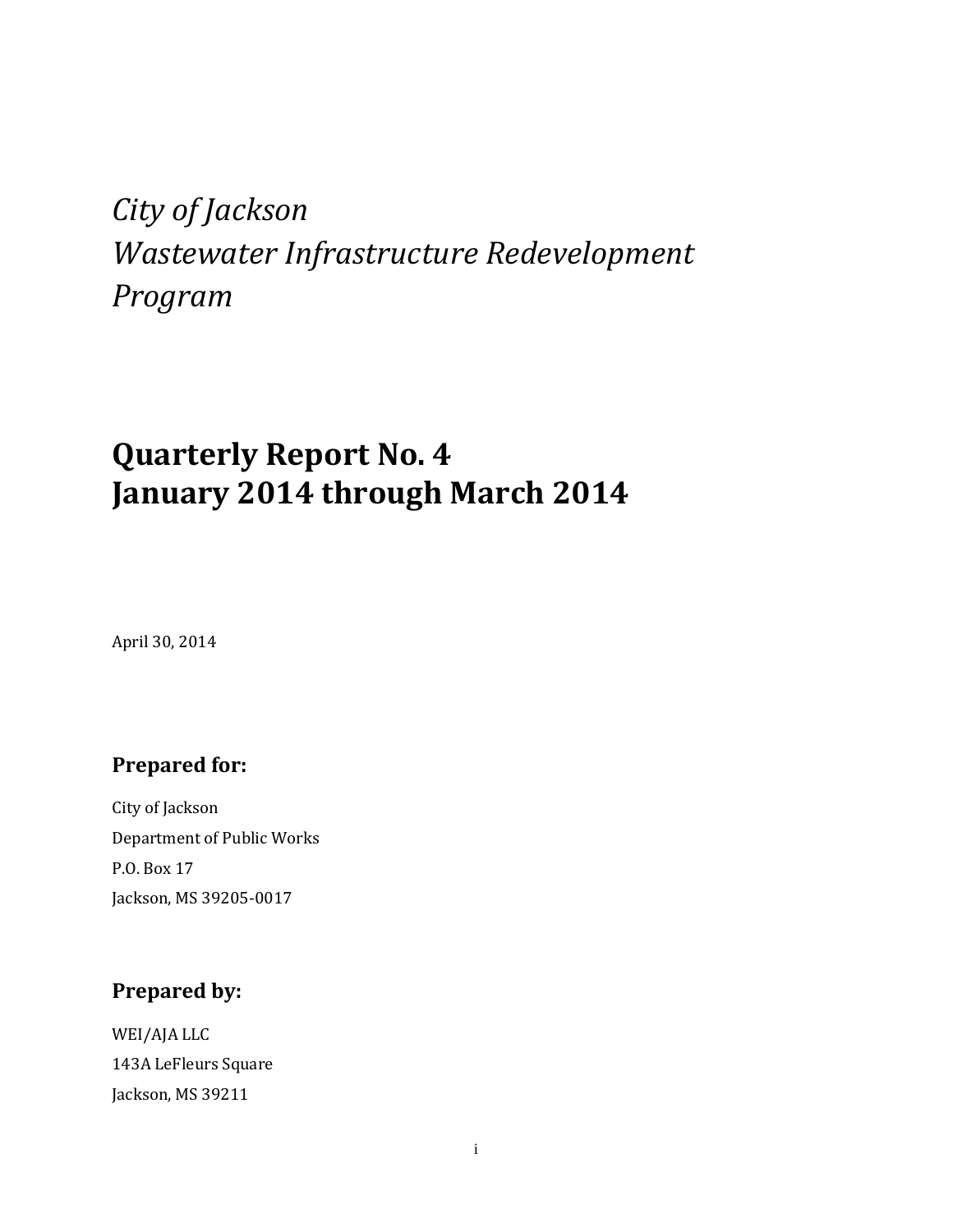*City of Jackson*
*Wastewater Infrastructure Redevelopment Program*

# Quarterly Report No. 4
# January 2014 through March 2014

April 30, 2014

## Prepared for:

City of Jackson
Department of Public Works
P.O. Box 17
Jackson, MS 39205-0017

## Prepared by:

WEI/AJA LLC
143A LeFleurs Square
Jackson, MS 39211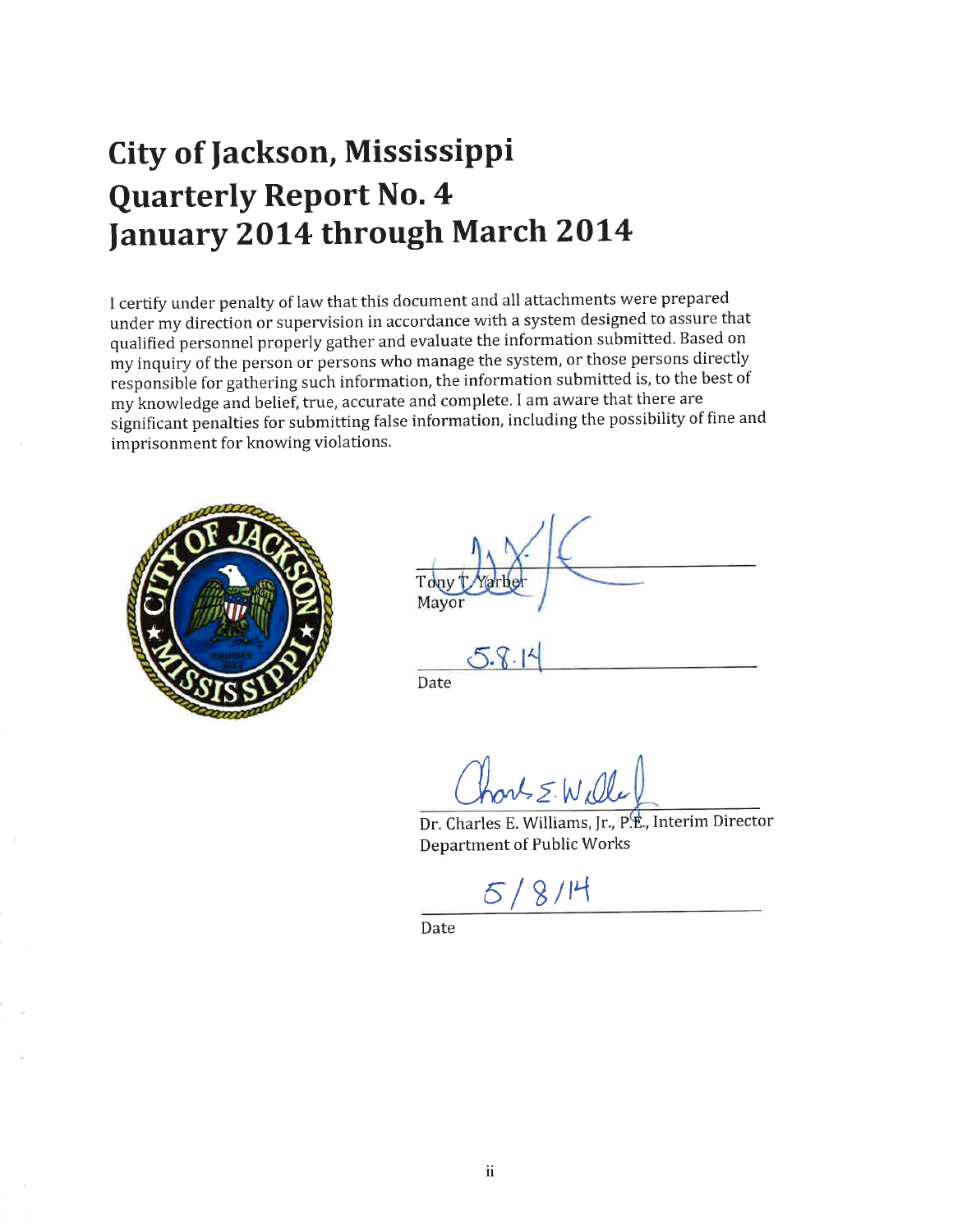# City of Jackson, Mississippi
# Quarterly Report No. 4
# January 2014 through March 2014

I certify under penalty of law that this document and all attachments were prepared under my direction or supervision in accordance with a system designed to assure that qualified personnel properly gather and evaluate the information submitted. Based on my inquiry of the person or persons who manage the system, or those persons directly responsible for gathering such information, the information submitted is, to the best of my knowledge and belief, true, accurate and complete. I am aware that there are significant penalties for submitting false information, including the possibility of fine and imprisonment for knowing violations.

Tony T. Yarber
Mayor

5.8.14
Date

Dr. Charles E. Williams, Jr., P.E., Interim Director
Department of Public Works

5/8/14
Date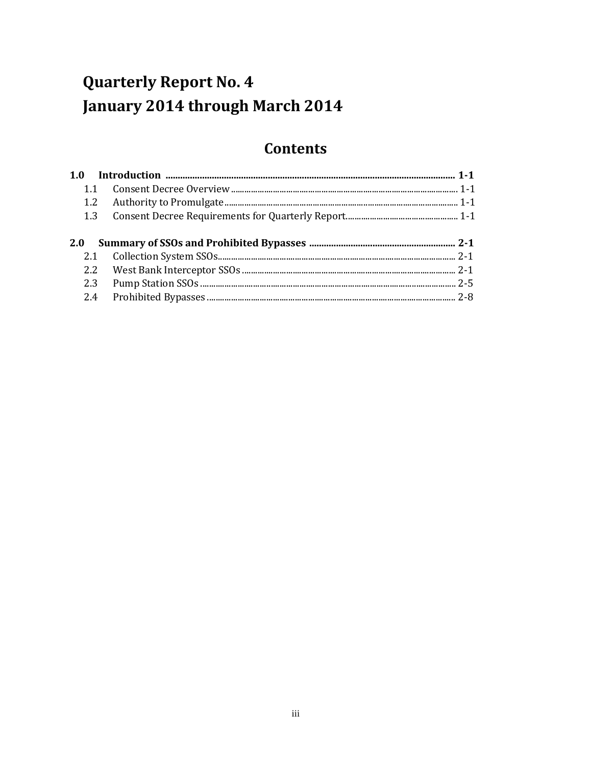# Quarterly Report No. 4
# January 2014 through March 2014

## Contents

**1.0 Introduction ........................................................ 1-1**

1.1 Consent Decree Overview ........................................................ 1-1

1.2 Authority to Promulgate ........................................................ 1-1

1.3 Consent Decree Requirements for Quarterly Report ........................................................ 1-1

**2.0 Summary of SSOs and Prohibited Bypasses ........................................................ 2-1**

2.1 Collection System SSOs ........................................................ 2-1

2.2 West Bank Interceptor SSOs ........................................................ 2-1

2.3 Pump Station SSOs ........................................................ 2-5

2.4 Prohibited Bypasses ........................................................ 2-8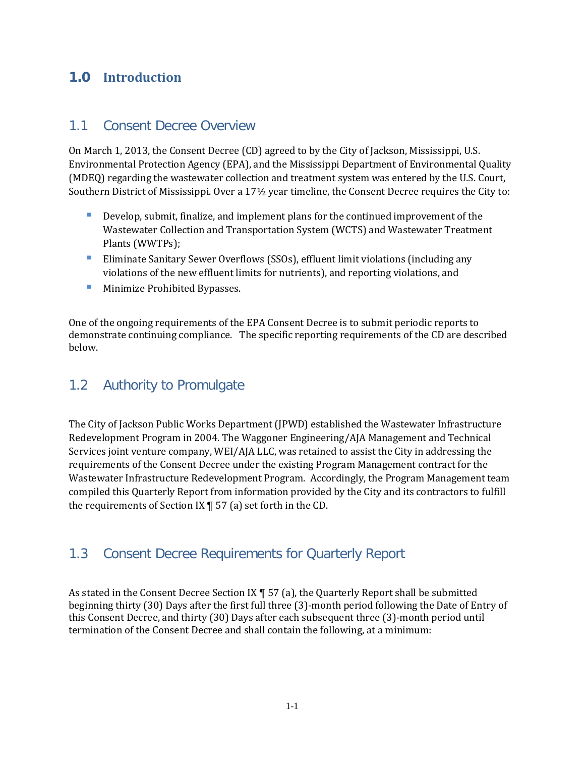# 1.0 Introduction

## 1.1 Consent Decree Overview

On March 1, 2013, the Consent Decree (CD) agreed to by the City of Jackson, Mississippi, U.S. Environmental Protection Agency (EPA), and the Mississippi Department of Environmental Quality (MDEQ) regarding the wastewater collection and treatment system was entered by the U.S. Court, Southern District of Mississippi. Over a 17½ year timeline, the Consent Decree requires the City to:

- Develop, submit, finalize, and implement plans for the continued improvement of the Wastewater Collection and Transportation System (WCTS) and Wastewater Treatment Plants (WWTPs);
- Eliminate Sanitary Sewer Overflows (SSOs), effluent limit violations (including any violations of the new effluent limits for nutrients), and reporting violations, and
- Minimize Prohibited Bypasses.

One of the ongoing requirements of the EPA Consent Decree is to submit periodic reports to demonstrate continuing compliance. The specific reporting requirements of the CD are described below.

## 1.2 Authority to Promulgate

The City of Jackson Public Works Department (JPWD) established the Wastewater Infrastructure Redevelopment Program in 2004. The Waggoner Engineering/AJA Management and Technical Services joint venture company, WEI/AJA LLC, was retained to assist the City in addressing the requirements of the Consent Decree under the existing Program Management contract for the Wastewater Infrastructure Redevelopment Program. Accordingly, the Program Management team compiled this Quarterly Report from information provided by the City and its contractors to fulfill the requirements of Section IX ¶ 57 (a) set forth in the CD.

## 1.3 Consent Decree Requirements for Quarterly Report

As stated in the Consent Decree Section IX ¶ 57 (a), the Quarterly Report shall be submitted beginning thirty (30) Days after the first full three (3)-month period following the Date of Entry of this Consent Decree, and thirty (30) Days after each subsequent three (3)-month period until termination of the Consent Decree and shall contain the following, at a minimum: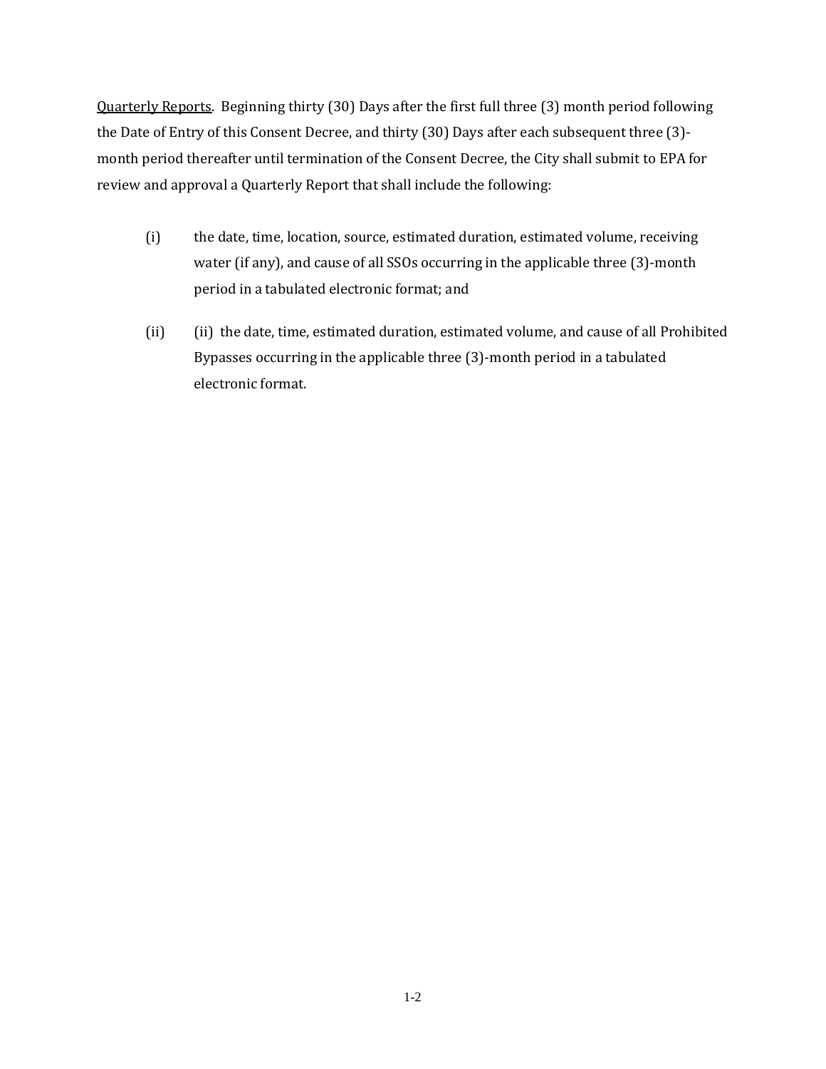<u>Quarterly Reports</u>. Beginning thirty (30) Days after the first full three (3) month period following the Date of Entry of this Consent Decree, and thirty (30) Days after each subsequent three (3)-month period thereafter until termination of the Consent Decree, the City shall submit to EPA for review and approval a Quarterly Report that shall include the following:

(i) the date, time, location, source, estimated duration, estimated volume, receiving water (if any), and cause of all SSOs occurring in the applicable three (3)-month period in a tabulated electronic format; and

(ii) (ii) the date, time, estimated duration, estimated volume, and cause of all Prohibited Bypasses occurring in the applicable three (3)-month period in a tabulated electronic format.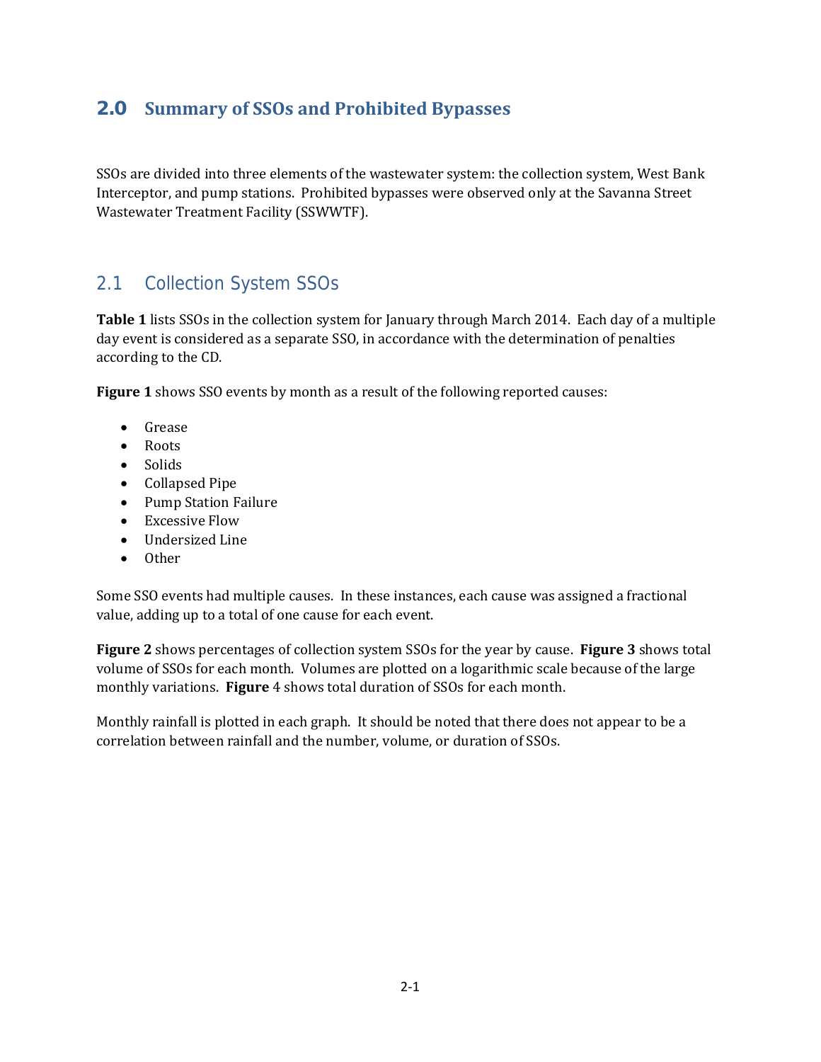# 2.0 Summary of SSOs and Prohibited Bypasses

SSOs are divided into three elements of the wastewater system: the collection system, West Bank Interceptor, and pump stations. Prohibited bypasses were observed only at the Savanna Street Wastewater Treatment Facility (SSWWTF).

## 2.1 Collection System SSOs

**Table 1** lists SSOs in the collection system for January through March 2014. Each day of a multiple day event is considered as a separate SSO, in accordance with the determination of penalties according to the CD.

**Figure 1** shows SSO events by month as a result of the following reported causes:

- Grease
- Roots
- Solids
- Collapsed Pipe
- Pump Station Failure
- Excessive Flow
- Undersized Line
- Other

Some SSO events had multiple causes. In these instances, each cause was assigned a fractional value, adding up to a total of one cause for each event.

**Figure 2** shows percentages of collection system SSOs for the year by cause. **Figure 3** shows total volume of SSOs for each month. Volumes are plotted on a logarithmic scale because of the large monthly variations. **Figure** 4 shows total duration of SSOs for each month.

Monthly rainfall is plotted in each graph. It should be noted that there does not appear to be a correlation between rainfall and the number, volume, or duration of SSOs.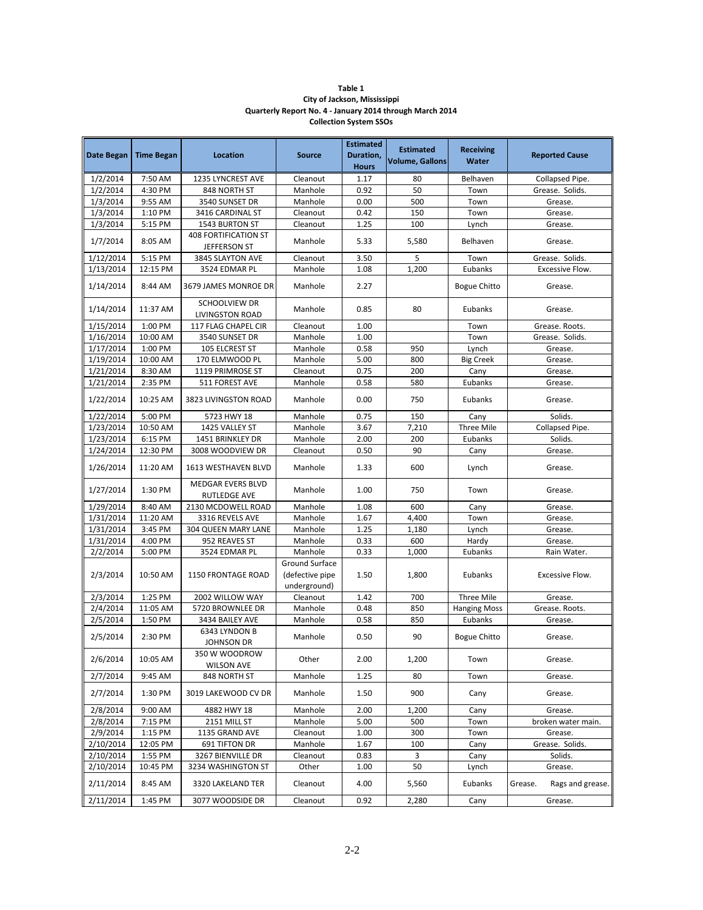**Table 1**
**City of Jackson, Mississippi**
**Quarterly Report No. 4 - January 2014 through March 2014**
**Collection System SSOs**

| Date Began | Time Began | Location | Source | Estimated Duration, Hours | Estimated Volume, Gallons | Receiving Water | Reported Cause |
|---|---|---|---|---|---|---|---|
| 1/2/2014 | 7:50 AM | 1235 LYNCREST AVE | Cleanout | 1.17 | 80 | Belhaven | Collapsed Pipe. |
| 1/2/2014 | 4:30 PM | 848 NORTH ST | Manhole | 0.92 | 50 | Town | Grease. Solids. |
| 1/3/2014 | 9:55 AM | 3540 SUNSET DR | Manhole | 0.00 | 500 | Town | Grease. |
| 1/3/2014 | 1:10 PM | 3416 CARDINAL ST | Cleanout | 0.42 | 150 | Town | Grease. |
| 1/3/2014 | 5:15 PM | 1543 BURTON ST | Cleanout | 1.25 | 100 | Lynch | Grease. |
| 1/7/2014 | 8:05 AM | 408 FORTIFICATION ST JEFFERSON ST | Manhole | 5.33 | 5,580 | Belhaven | Grease. |
| 1/12/2014 | 5:15 PM | 3845 SLAYTON AVE | Cleanout | 3.50 | 5 | Town | Grease. Solids. |
| 1/13/2014 | 12:15 PM | 3524 EDMAR PL | Manhole | 1.08 | 1,200 | Eubanks | Excessive Flow. |
| 1/14/2014 | 8:44 AM | 3679 JAMES MONROE DR | Manhole | 2.27 | | Bogue Chitto | Grease. |
| 1/14/2014 | 11:37 AM | SCHOOLVIEW DR LIVINGSTON ROAD | Manhole | 0.85 | 80 | Eubanks | Grease. |
| 1/15/2014 | 1:00 PM | 117 FLAG CHAPEL CIR | Cleanout | 1.00 | | Town | Grease. Roots. |
| 1/16/2014 | 10:00 AM | 3540 SUNSET DR | Manhole | 1.00 | | Town | Grease. Solids. |
| 1/17/2014 | 1:00 PM | 105 ELCREST ST | Manhole | 0.58 | 950 | Lynch | Grease. |
| 1/19/2014 | 10:00 AM | 170 ELMWOOD PL | Manhole | 5.00 | 800 | Big Creek | Grease. |
| 1/21/2014 | 8:30 AM | 1119 PRIMROSE ST | Cleanout | 0.75 | 200 | Cany | Grease. |
| 1/21/2014 | 2:35 PM | 511 FOREST AVE | Manhole | 0.58 | 580 | Eubanks | Grease. |
| 1/22/2014 | 10:25 AM | 3823 LIVINGSTON ROAD | Manhole | 0.00 | 750 | Eubanks | Grease. |
| 1/22/2014 | 5:00 PM | 5723 HWY 18 | Manhole | 0.75 | 150 | Cany | Solids. |
| 1/23/2014 | 10:50 AM | 1425 VALLEY ST | Manhole | 3.67 | 7,210 | Three Mile | Collapsed Pipe. |
| 1/23/2014 | 6:15 PM | 1451 BRINKLEY DR | Manhole | 2.00 | 200 | Eubanks | Solids. |
| 1/24/2014 | 12:30 PM | 3008 WOODVIEW DR | Cleanout | 0.50 | 90 | Cany | Grease. |
| 1/26/2014 | 11:20 AM | 1613 WESTHAVEN BLVD | Manhole | 1.33 | 600 | Lynch | Grease. |
| 1/27/2014 | 1:30 PM | MEDGAR EVERS BLVD RUTLEDGE AVE | Manhole | 1.00 | 750 | Town | Grease. |
| 1/29/2014 | 8:40 AM | 2130 MCDOWELL ROAD | Manhole | 1.08 | 600 | Cany | Grease. |
| 1/31/2014 | 11:20 AM | 3316 REVELS AVE | Manhole | 1.67 | 4,400 | Town | Grease. |
| 1/31/2014 | 3:45 PM | 304 QUEEN MARY LANE | Manhole | 1.25 | 1,180 | Lynch | Grease. |
| 1/31/2014 | 4:00 PM | 952 REAVES ST | Manhole | 0.33 | 600 | Hardy | Grease. |
| 2/2/2014 | 5:00 PM | 3524 EDMAR PL | Manhole | 0.33 | 1,000 | Eubanks | Rain Water. |
| 2/3/2014 | 10:50 AM | 1150 FRONTAGE ROAD | Ground Surface (defective pipe underground) | 1.50 | 1,800 | Eubanks | Excessive Flow. |
| 2/3/2014 | 1:25 PM | 2002 WILLOW WAY | Cleanout | 1.42 | 700 | Three Mile | Grease. |
| 2/4/2014 | 11:05 AM | 5720 BROWNLEE DR | Manhole | 0.48 | 850 | Hanging Moss | Grease. Roots. |
| 2/5/2014 | 1:50 PM | 3434 BAILEY AVE | Manhole | 0.58 | 850 | Eubanks | Grease. |
| 2/5/2014 | 2:30 PM | 6343 LYNDON B JOHNSON DR | Manhole | 0.50 | 90 | Bogue Chitto | Grease. |
| 2/6/2014 | 10:05 AM | 350 W WOODROW WILSON AVE | Other | 2.00 | 1,200 | Town | Grease. |
| 2/7/2014 | 9:45 AM | 848 NORTH ST | Manhole | 1.25 | 80 | Town | Grease. |
| 2/7/2014 | 1:30 PM | 3019 LAKEWOOD CV DR | Manhole | 1.50 | 900 | Cany | Grease. |
| 2/8/2014 | 9:00 AM | 4882 HWY 18 | Manhole | 2.00 | 1,200 | Cany | Grease. |
| 2/8/2014 | 7:15 PM | 2151 MILL ST | Manhole | 5.00 | 500 | Town | broken water main. |
| 2/9/2014 | 1:15 PM | 1135 GRAND AVE | Cleanout | 1.00 | 300 | Town | Grease. |
| 2/10/2014 | 12:05 PM | 691 TIFTON DR | Manhole | 1.67 | 100 | Cany | Grease. Solids. |
| 2/10/2014 | 1:55 PM | 3267 BIENVILLE DR | Cleanout | 0.83 | 3 | Cany | Solids. |
| 2/10/2014 | 10:45 PM | 3234 WASHINGTON ST | Other | 1.00 | 50 | Lynch | Grease. |
| 2/11/2014 | 8:45 AM | 3320 LAKELAND TER | Cleanout | 4.00 | 5,560 | Eubanks | Grease. Rags and grease. |
| 2/11/2014 | 1:45 PM | 3077 WOODSIDE DR | Cleanout | 0.92 | 2,280 | Cany | Grease. |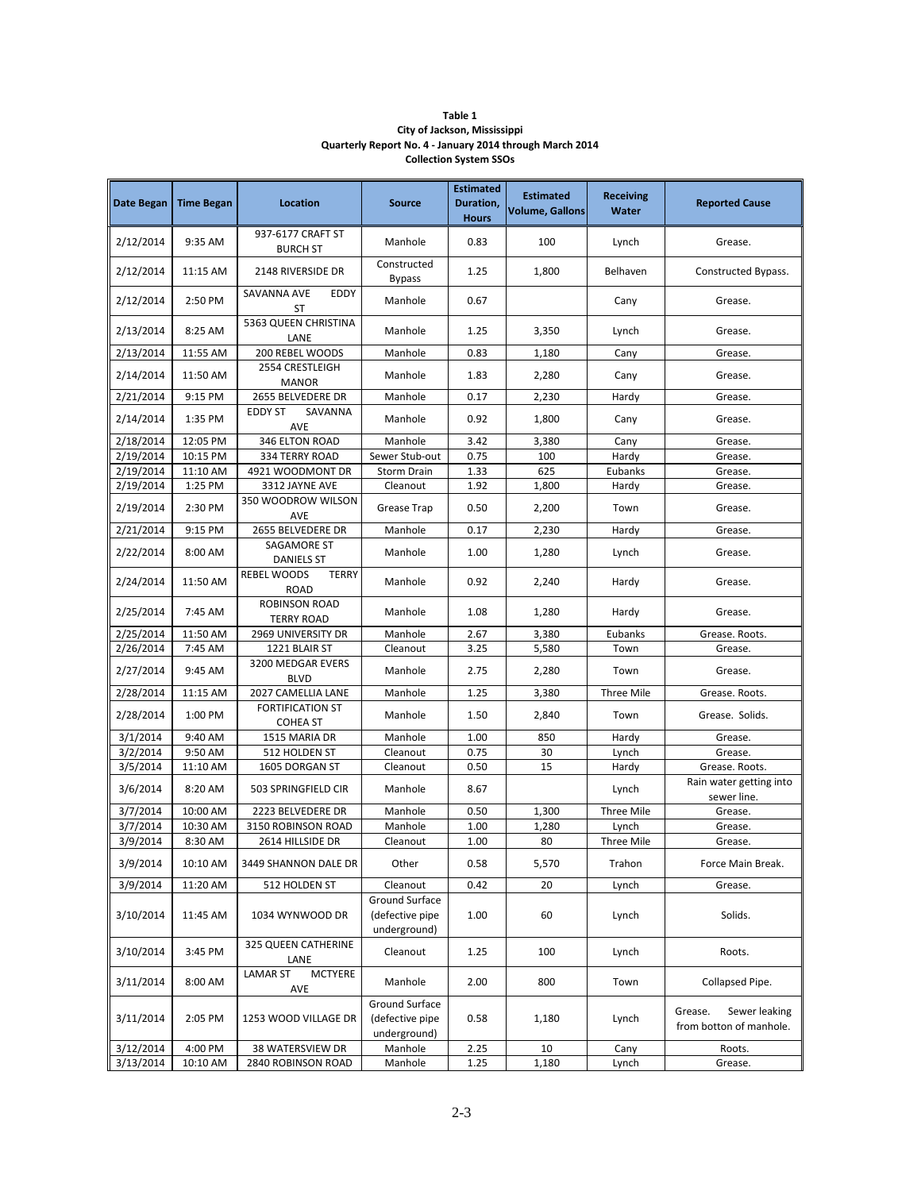**Table 1**
**City of Jackson, Mississippi**
**Quarterly Report No. 4 - January 2014 through March 2014**
**Collection System SSOs**

| Date Began | Time Began | Location | Source | Estimated Duration, Hours | Estimated Volume, Gallons | Receiving Water | Reported Cause |
|---|---|---|---|---|---|---|---|
| 2/12/2014 | 9:35 AM | 937-6177 CRAFT ST BURCH ST | Manhole | 0.83 | 100 | Lynch | Grease. |
| 2/12/2014 | 11:15 AM | 2148 RIVERSIDE DR | Constructed Bypass | 1.25 | 1,800 | Belhaven | Constructed Bypass. |
| 2/12/2014 | 2:50 PM | SAVANNA AVE EDDY ST | Manhole | 0.67 | | Cany | Grease. |
| 2/13/2014 | 8:25 AM | 5363 QUEEN CHRISTINA LANE | Manhole | 1.25 | 3,350 | Lynch | Grease. |
| 2/13/2014 | 11:55 AM | 200 REBEL WOODS | Manhole | 0.83 | 1,180 | Cany | Grease. |
| 2/14/2014 | 11:50 AM | 2554 CRESTLEIGH MANOR | Manhole | 1.83 | 2,280 | Cany | Grease. |
| 2/21/2014 | 9:15 PM | 2655 BELVEDERE DR | Manhole | 0.17 | 2,230 | Hardy | Grease. |
| 2/14/2014 | 1:35 PM | EDDY ST SAVANNA AVE | Manhole | 0.92 | 1,800 | Cany | Grease. |
| 2/18/2014 | 12:05 PM | 346 ELTON ROAD | Manhole | 3.42 | 3,380 | Cany | Grease. |
| 2/19/2014 | 10:15 PM | 334 TERRY ROAD | Sewer Stub-out | 0.75 | 100 | Hardy | Grease. |
| 2/19/2014 | 11:10 AM | 4921 WOODMONT DR | Storm Drain | 1.33 | 625 | Eubanks | Grease. |
| 2/19/2014 | 1:25 PM | 3312 JAYNE AVE | Cleanout | 1.92 | 1,800 | Hardy | Grease. |
| 2/19/2014 | 2:30 PM | 350 WOODROW WILSON AVE | Grease Trap | 0.50 | 2,200 | Town | Grease. |
| 2/21/2014 | 9:15 PM | 2655 BELVEDERE DR | Manhole | 0.17 | 2,230 | Hardy | Grease. |
| 2/22/2014 | 8:00 AM | SAGAMORE ST DANIELS ST | Manhole | 1.00 | 1,280 | Lynch | Grease. |
| 2/24/2014 | 11:50 AM | REBEL WOODS TERRY ROAD | Manhole | 0.92 | 2,240 | Hardy | Grease. |
| 2/25/2014 | 7:45 AM | ROBINSON ROAD TERRY ROAD | Manhole | 1.08 | 1,280 | Hardy | Grease. |
| 2/25/2014 | 11:50 AM | 2969 UNIVERSITY DR | Manhole | 2.67 | 3,380 | Eubanks | Grease. Roots. |
| 2/26/2014 | 7:45 AM | 1221 BLAIR ST | Cleanout | 3.25 | 5,580 | Town | Grease. |
| 2/27/2014 | 9:45 AM | 3200 MEDGAR EVERS BLVD | Manhole | 2.75 | 2,280 | Town | Grease. |
| 2/28/2014 | 11:15 AM | 2027 CAMELLIA LANE | Manhole | 1.25 | 3,380 | Three Mile | Grease. Roots. |
| 2/28/2014 | 1:00 PM | FORTIFICATION ST COHEA ST | Manhole | 1.50 | 2,840 | Town | Grease. Solids. |
| 3/1/2014 | 9:40 AM | 1515 MARIA DR | Manhole | 1.00 | 850 | Hardy | Grease. |
| 3/2/2014 | 9:50 AM | 512 HOLDEN ST | Cleanout | 0.75 | 30 | Lynch | Grease. |
| 3/5/2014 | 11:10 AM | 1605 DORGAN ST | Cleanout | 0.50 | 15 | Hardy | Grease. Roots. |
| 3/6/2014 | 8:20 AM | 503 SPRINGFIELD CIR | Manhole | 8.67 | | Lynch | Rain water getting into sewer line. |
| 3/7/2014 | 10:00 AM | 2223 BELVEDERE DR | Manhole | 0.50 | 1,300 | Three Mile | Grease. |
| 3/7/2014 | 10:30 AM | 3150 ROBINSON ROAD | Manhole | 1.00 | 1,280 | Lynch | Grease. |
| 3/9/2014 | 8:30 AM | 2614 HILLSIDE DR | Cleanout | 1.00 | 80 | Three Mile | Grease. |
| 3/9/2014 | 10:10 AM | 3449 SHANNON DALE DR | Other | 0.58 | 5,570 | Trahon | Force Main Break. |
| 3/9/2014 | 11:20 AM | 512 HOLDEN ST | Cleanout | 0.42 | 20 | Lynch | Grease. |
| 3/10/2014 | 11:45 AM | 1034 WYNWOOD DR | Ground Surface (defective pipe underground) | 1.00 | 60 | Lynch | Solids. |
| 3/10/2014 | 3:45 PM | 325 QUEEN CATHERINE LANE | Cleanout | 1.25 | 100 | Lynch | Roots. |
| 3/11/2014 | 8:00 AM | LAMAR ST MCTYERE AVE | Manhole | 2.00 | 800 | Town | Collapsed Pipe. |
| 3/11/2014 | 2:05 PM | 1253 WOOD VILLAGE DR | Ground Surface (defective pipe underground) | 0.58 | 1,180 | Lynch | Grease. Sewer leaking from botton of manhole. |
| 3/12/2014 | 4:00 PM | 38 WATERSVIEW DR | Manhole | 2.25 | 10 | Cany | Roots. |
| 3/13/2014 | 10:10 AM | 2840 ROBINSON ROAD | Manhole | 1.25 | 1,180 | Lynch | Grease. |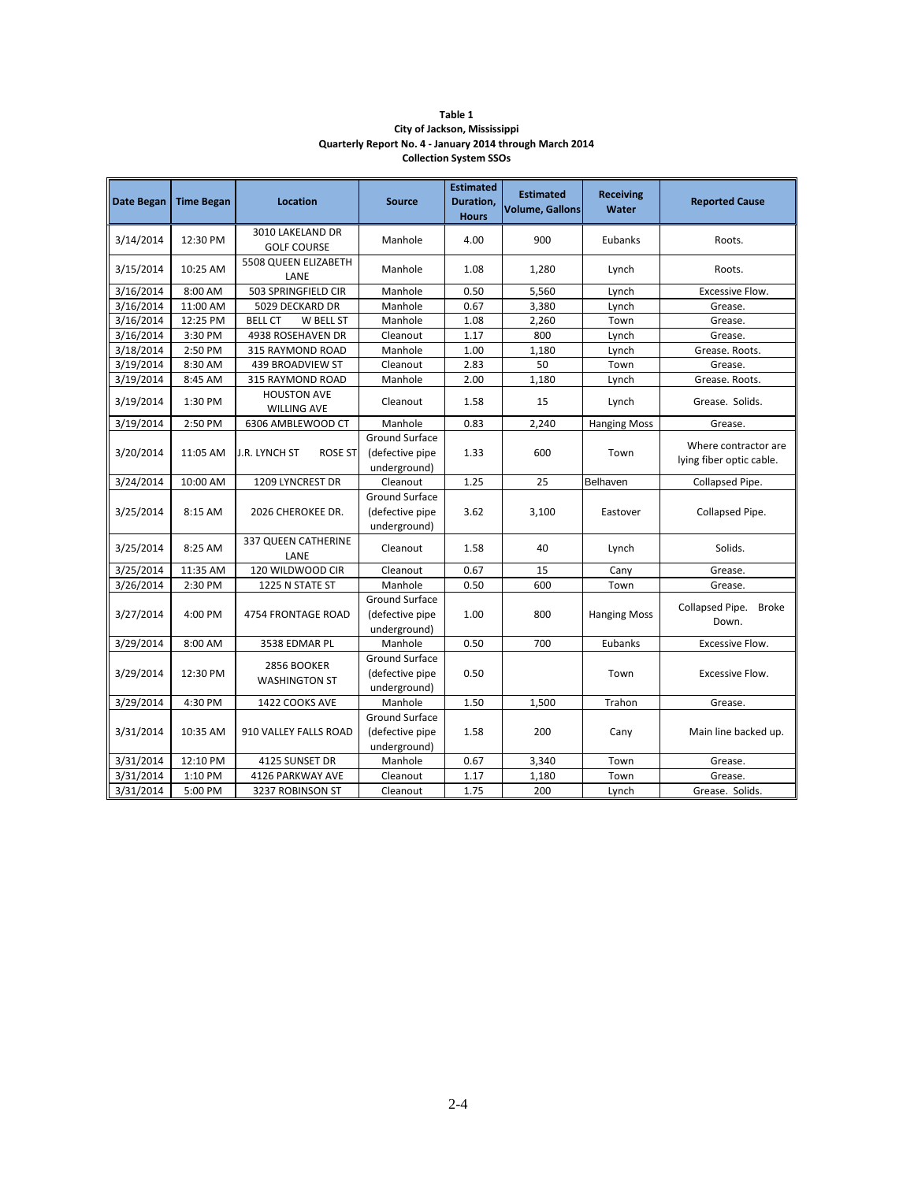**Table 1**
**City of Jackson, Mississippi**
**Quarterly Report No. 4 - January 2014 through March 2014**
**Collection System SSOs**

| Date Began | Time Began | Location | Source | Estimated Duration, Hours | Estimated Volume, Gallons | Receiving Water | Reported Cause |
|---|---|---|---|---|---|---|---|
| 3/14/2014 | 12:30 PM | 3010 LAKELAND DR GOLF COURSE | Manhole | 4.00 | 900 | Eubanks | Roots. |
| 3/15/2014 | 10:25 AM | 5508 QUEEN ELIZABETH LANE | Manhole | 1.08 | 1,280 | Lynch | Roots. |
| 3/16/2014 | 8:00 AM | 503 SPRINGFIELD CIR | Manhole | 0.50 | 5,560 | Lynch | Excessive Flow. |
| 3/16/2014 | 11:00 AM | 5029 DECKARD DR | Manhole | 0.67 | 3,380 | Lynch | Grease. |
| 3/16/2014 | 12:25 PM | BELL CT W BELL ST | Manhole | 1.08 | 2,260 | Town | Grease. |
| 3/16/2014 | 3:30 PM | 4938 ROSEHAVEN DR | Cleanout | 1.17 | 800 | Lynch | Grease. |
| 3/18/2014 | 2:50 PM | 315 RAYMOND ROAD | Manhole | 1.00 | 1,180 | Lynch | Grease. Roots. |
| 3/19/2014 | 8:30 AM | 439 BROADVIEW ST | Cleanout | 2.83 | 50 | Town | Grease. |
| 3/19/2014 | 8:45 AM | 315 RAYMOND ROAD | Manhole | 2.00 | 1,180 | Lynch | Grease. Roots. |
| 3/19/2014 | 1:30 PM | HOUSTON AVE WILLING AVE | Cleanout | 1.58 | 15 | Lynch | Grease. Solids. |
| 3/19/2014 | 2:50 PM | 6306 AMBLEWOOD CT | Manhole | 0.83 | 2,240 | Hanging Moss | Grease. |
| 3/20/2014 | 11:05 AM | J.R. LYNCH ST ROSE ST | Ground Surface (defective pipe underground) | 1.33 | 600 | Town | Where contractor are lying fiber optic cable. |
| 3/24/2014 | 10:00 AM | 1209 LYNCREST DR | Cleanout | 1.25 | 25 | Belhaven | Collapsed Pipe. |
| 3/25/2014 | 8:15 AM | 2026 CHEROKEE DR. | Ground Surface (defective pipe underground) | 3.62 | 3,100 | Eastover | Collapsed Pipe. |
| 3/25/2014 | 8:25 AM | 337 QUEEN CATHERINE LANE | Cleanout | 1.58 | 40 | Lynch | Solids. |
| 3/25/2014 | 11:35 AM | 120 WILDWOOD CIR | Cleanout | 0.67 | 15 | Cany | Grease. |
| 3/26/2014 | 2:30 PM | 1225 N STATE ST | Manhole | 0.50 | 600 | Town | Grease. |
| 3/27/2014 | 4:00 PM | 4754 FRONTAGE ROAD | Ground Surface (defective pipe underground) | 1.00 | 800 | Hanging Moss | Collapsed Pipe. Broke Down. |
| 3/29/2014 | 8:00 AM | 3538 EDMAR PL | Manhole | 0.50 | 700 | Eubanks | Excessive Flow. |
| 3/29/2014 | 12:30 PM | 2856 BOOKER WASHINGTON ST | Ground Surface (defective pipe underground) | 0.50 | | Town | Excessive Flow. |
| 3/29/2014 | 4:30 PM | 1422 COOKS AVE | Manhole | 1.50 | 1,500 | Trahon | Grease. |
| 3/31/2014 | 10:35 AM | 910 VALLEY FALLS ROAD | Ground Surface (defective pipe underground) | 1.58 | 200 | Cany | Main line backed up. |
| 3/31/2014 | 12:10 PM | 4125 SUNSET DR | Manhole | 0.67 | 3,340 | Town | Grease. |
| 3/31/2014 | 1:10 PM | 4126 PARKWAY AVE | Cleanout | 1.17 | 1,180 | Town | Grease. |
| 3/31/2014 | 5:00 PM | 3237 ROBINSON ST | Cleanout | 1.75 | 200 | Lynch | Grease. Solids. |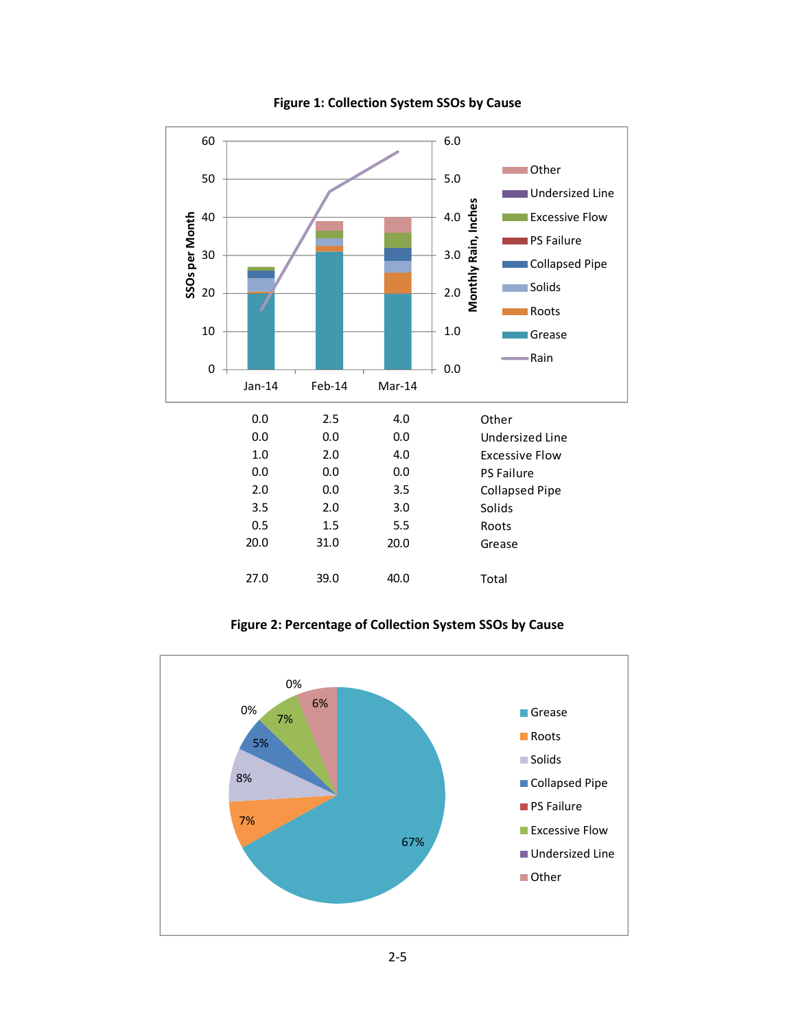**Figure 1: Collection System SSOs by Cause**

| Jan-14 | Feb-14 | Mar-14 | |
|---|---|---|---|
| 0.0 | 2.5 | 4.0 | Other |
| 0.0 | 0.0 | 0.0 | Undersized Line |
| 1.0 | 2.0 | 4.0 | Excessive Flow |
| 0.0 | 0.0 | 0.0 | PS Failure |
| 2.0 | 0.0 | 3.5 | Collapsed Pipe |
| 3.5 | 2.0 | 3.0 | Solids |
| 0.5 | 1.5 | 5.5 | Roots |
| 20.0 | 31.0 | 20.0 | Grease |
| 27.0 | 39.0 | 40.0 | Total |

**Figure 2: Percentage of Collection System SSOs by Cause**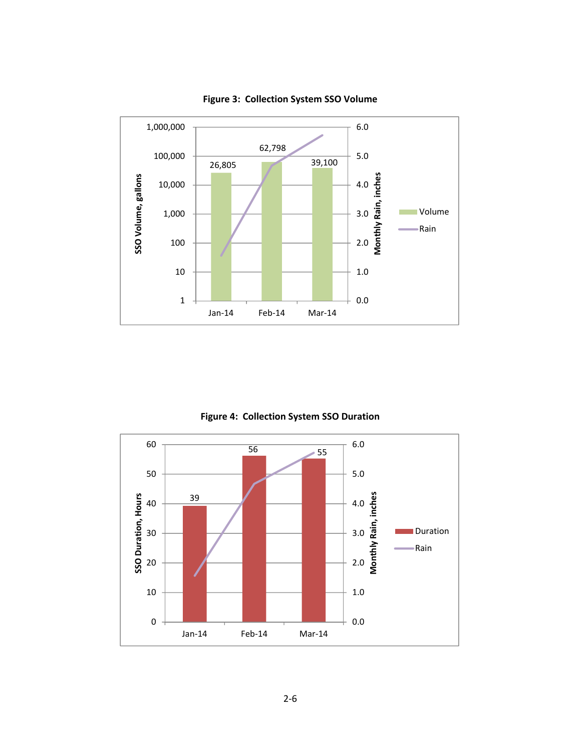**Figure 3: Collection System SSO Volume**

**Figure 4: Collection System SSO Duration**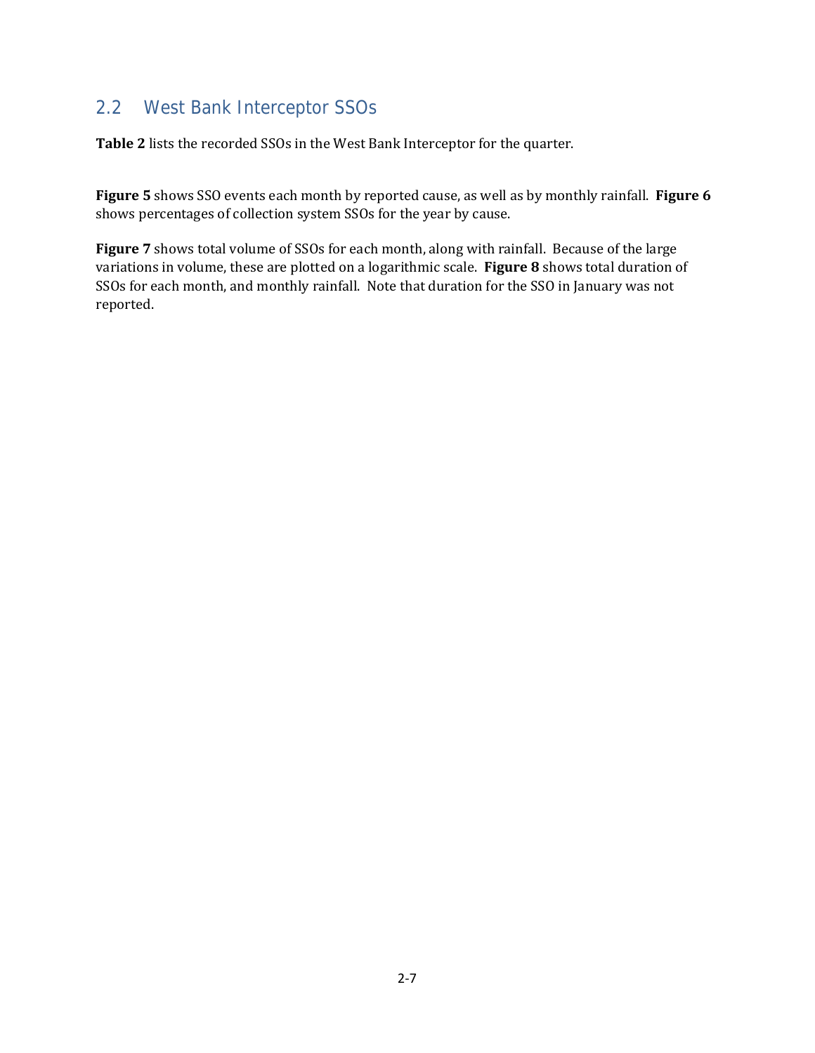## 2.2 West Bank Interceptor SSOs

**Table 2** lists the recorded SSOs in the West Bank Interceptor for the quarter.

**Figure 5** shows SSO events each month by reported cause, as well as by monthly rainfall. **Figure 6** shows percentages of collection system SSOs for the year by cause.

**Figure 7** shows total volume of SSOs for each month, along with rainfall. Because of the large variations in volume, these are plotted on a logarithmic scale. **Figure 8** shows total duration of SSOs for each month, and monthly rainfall. Note that duration for the SSO in January was not reported.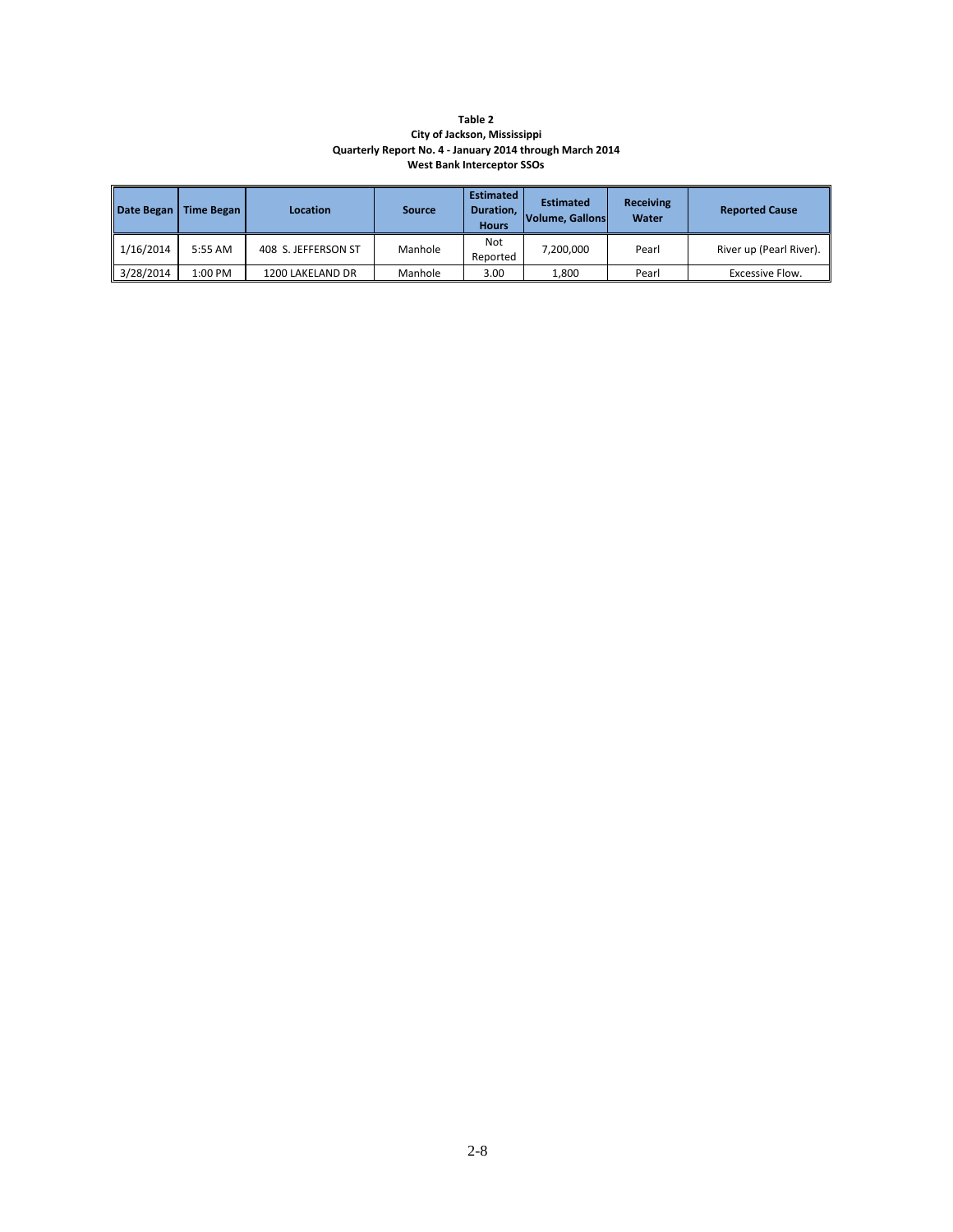**Table 2**
**City of Jackson, Mississippi**
**Quarterly Report No. 4 - January 2014 through March 2014**
**West Bank Interceptor SSOs**

| Date Began | Time Began | Location | Source | Estimated Duration, Hours | Estimated Volume, Gallons | Receiving Water | Reported Cause |
|---|---|---|---|---|---|---|---|
| 1/16/2014 | 5:55 AM | 408 S. JEFFERSON ST | Manhole | Not Reported | 7,200,000 | Pearl | River up (Pearl River). |
| 3/28/2014 | 1:00 PM | 1200 LAKELAND DR | Manhole | 3.00 | 1,800 | Pearl | Excessive Flow. |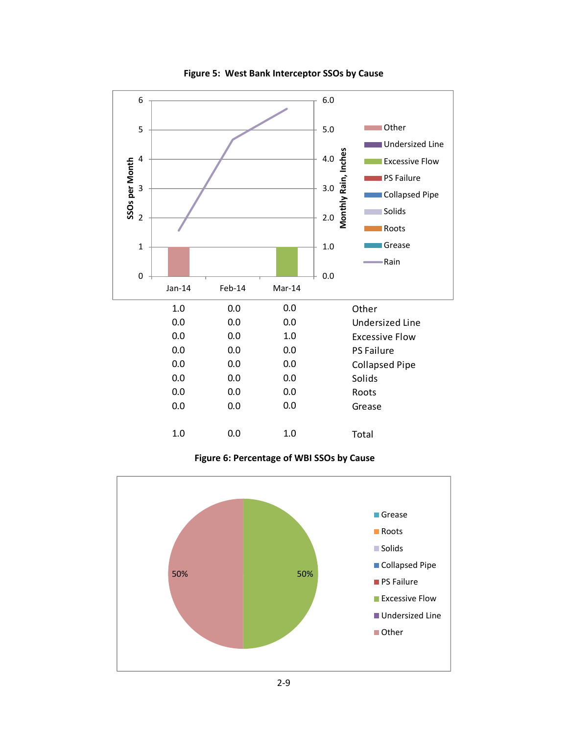**Figure 5: West Bank Interceptor SSOs by Cause**

| Jan-14 | Feb-14 | Mar-14 | |
|---|---|---|---|
| 1.0 | 0.0 | 0.0 | Other |
| 0.0 | 0.0 | 0.0 | Undersized Line |
| 0.0 | 0.0 | 1.0 | Excessive Flow |
| 0.0 | 0.0 | 0.0 | PS Failure |
| 0.0 | 0.0 | 0.0 | Collapsed Pipe |
| 0.0 | 0.0 | 0.0 | Solids |
| 0.0 | 0.0 | 0.0 | Roots |
| 0.0 | 0.0 | 0.0 | Grease |
| 1.0 | 0.0 | 1.0 | Total |

**Figure 6: Percentage of WBI SSOs by Cause**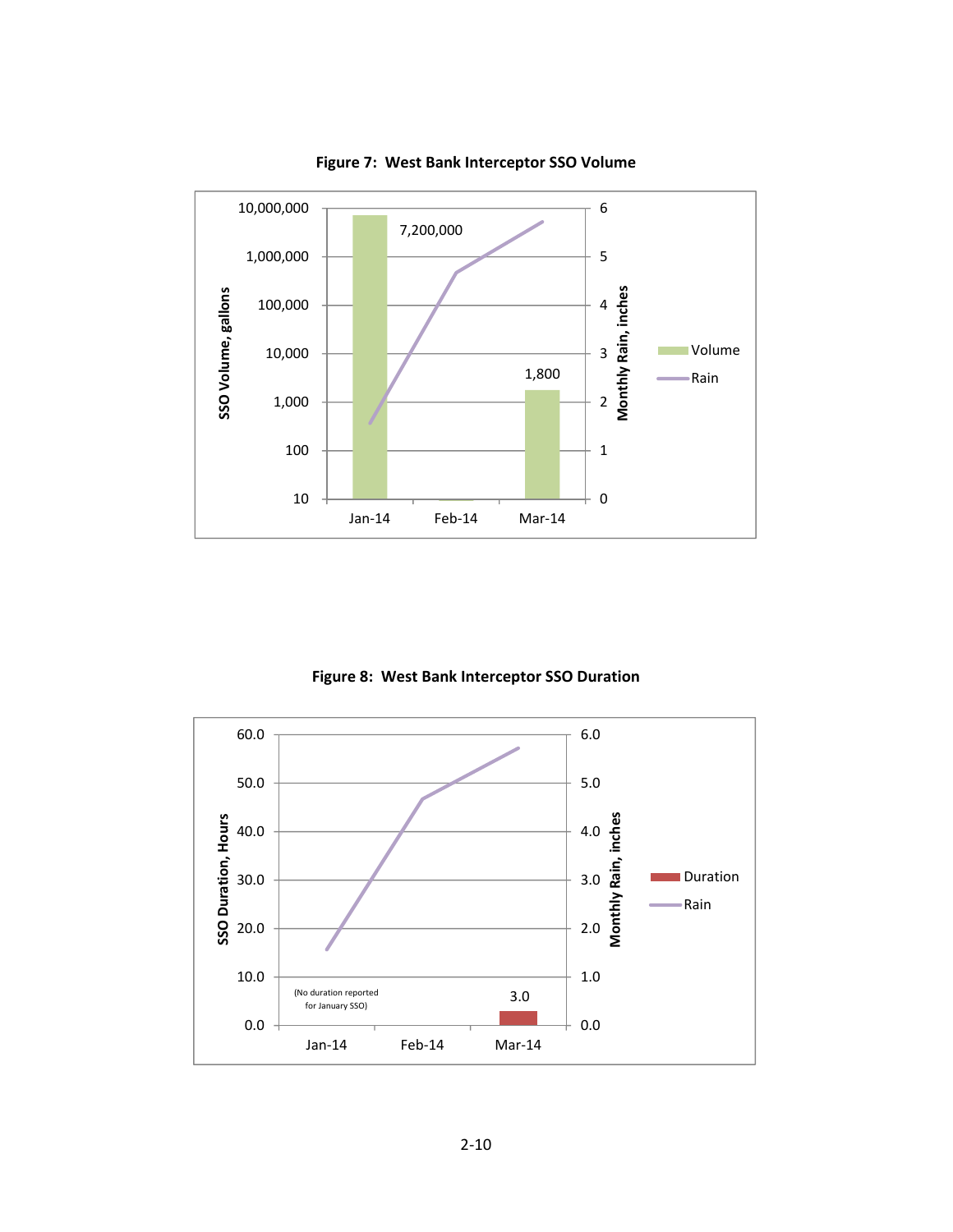**Figure 7: West Bank Interceptor SSO Volume**

**Figure 8: West Bank Interceptor SSO Duration**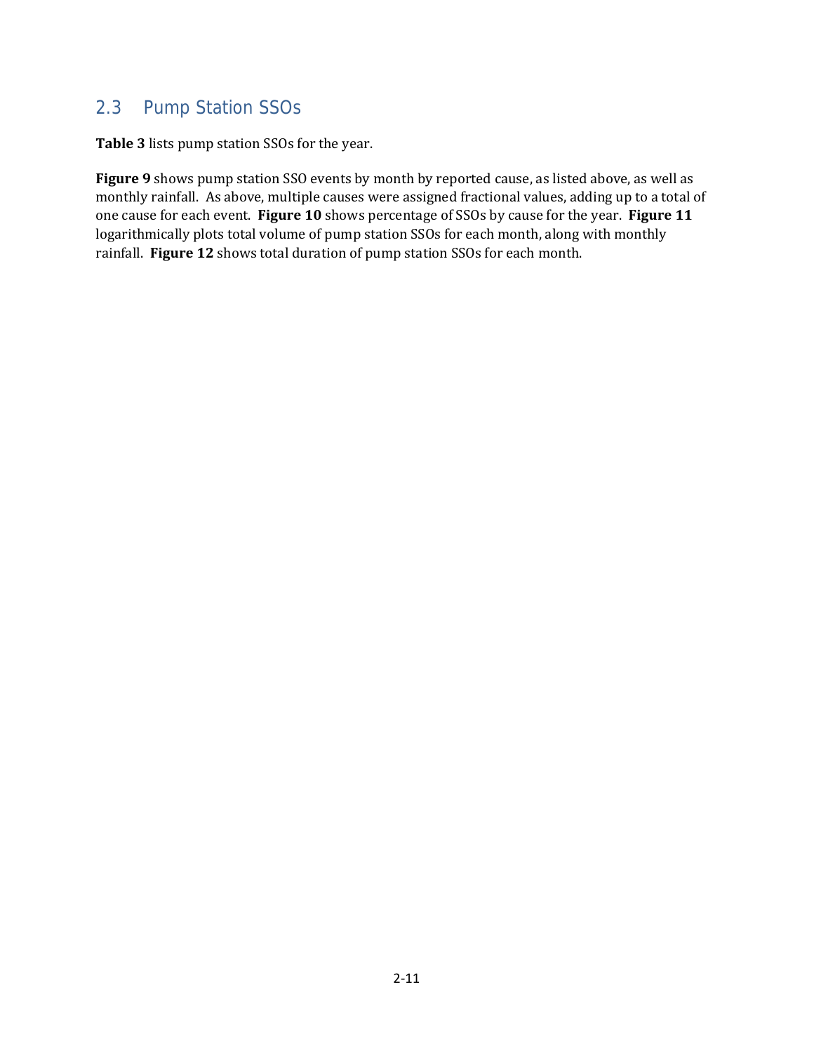## 2.3 Pump Station SSOs

**Table 3** lists pump station SSOs for the year.

**Figure 9** shows pump station SSO events by month by reported cause, as listed above, as well as monthly rainfall. As above, multiple causes were assigned fractional values, adding up to a total of one cause for each event. **Figure 10** shows percentage of SSOs by cause for the year. **Figure 11** logarithmically plots total volume of pump station SSOs for each month, along with monthly rainfall. **Figure 12** shows total duration of pump station SSOs for each month.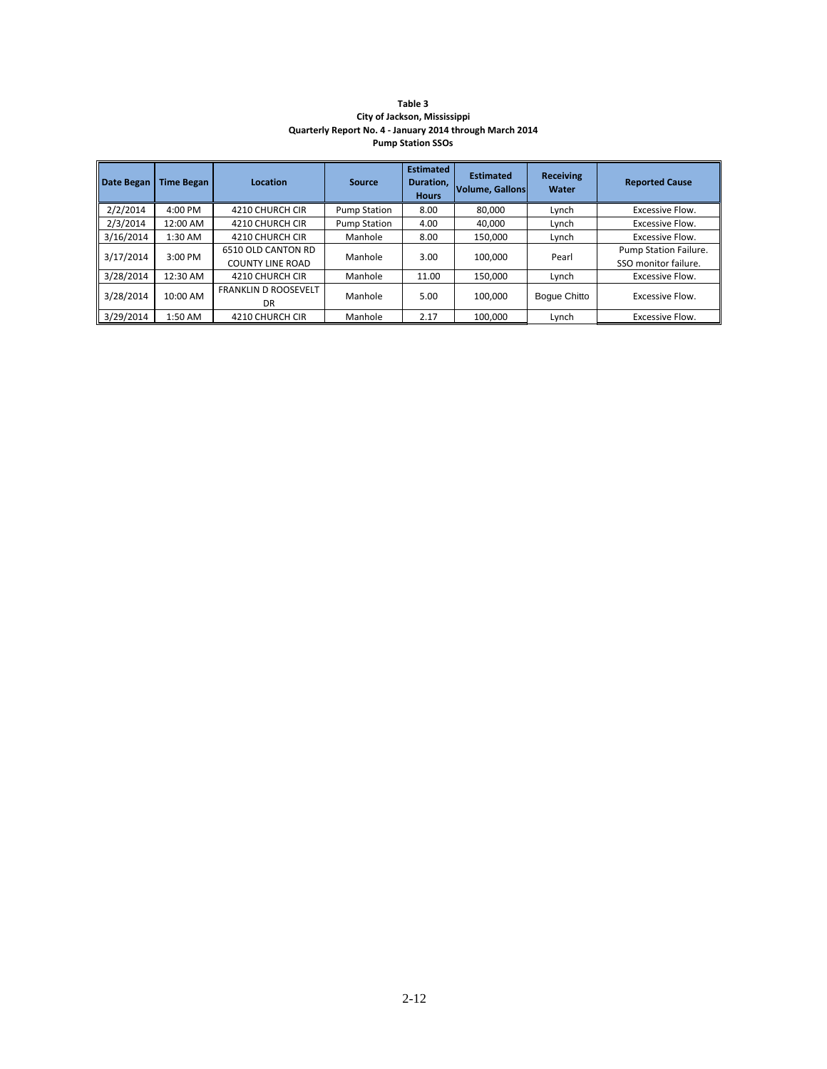**Table 3**
**City of Jackson, Mississippi**
**Quarterly Report No. 4 - January 2014 through March 2014**
**Pump Station SSOs**

| Date Began | Time Began | Location | Source | Estimated Duration, Hours | Estimated Volume, Gallons | Receiving Water | Reported Cause |
|---|---|---|---|---|---|---|---|
| 2/2/2014 | 4:00 PM | 4210 CHURCH CIR | Pump Station | 8.00 | 80,000 | Lynch | Excessive Flow. |
| 2/3/2014 | 12:00 AM | 4210 CHURCH CIR | Pump Station | 4.00 | 40,000 | Lynch | Excessive Flow. |
| 3/16/2014 | 1:30 AM | 4210 CHURCH CIR | Manhole | 8.00 | 150,000 | Lynch | Excessive Flow. |
| 3/17/2014 | 3:00 PM | 6510 OLD CANTON RD COUNTY LINE ROAD | Manhole | 3.00 | 100,000 | Pearl | Pump Station Failure. SSO monitor failure. |
| 3/28/2014 | 12:30 AM | 4210 CHURCH CIR | Manhole | 11.00 | 150,000 | Lynch | Excessive Flow. |
| 3/28/2014 | 10:00 AM | FRANKLIN D ROOSEVELT DR | Manhole | 5.00 | 100,000 | Bogue Chitto | Excessive Flow. |
| 3/29/2014 | 1:50 AM | 4210 CHURCH CIR | Manhole | 2.17 | 100,000 | Lynch | Excessive Flow. |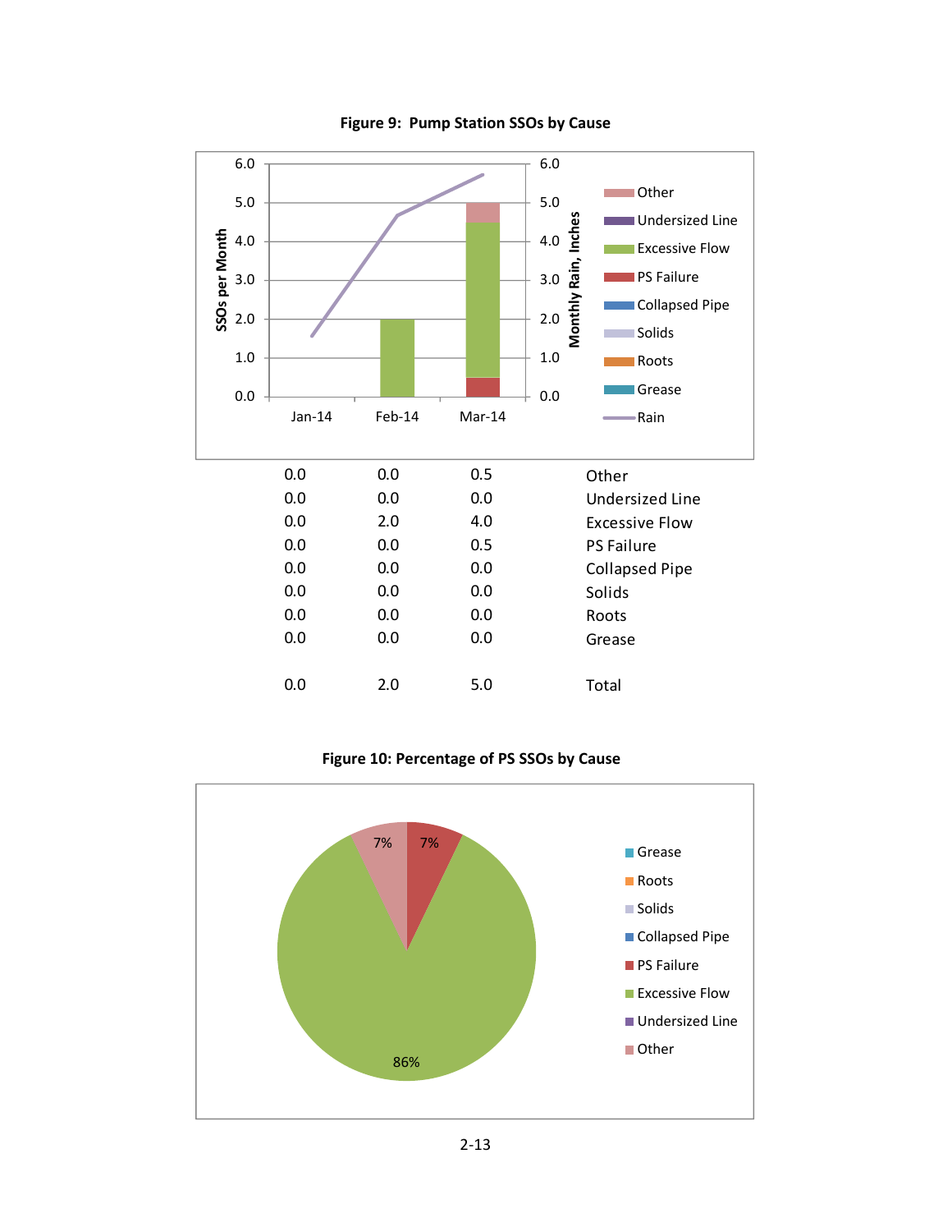**Figure 9: Pump Station SSOs by Cause**

| Jan-14 | Feb-14 | Mar-14 | |
|---|---|---|---|
| 0.0 | 0.0 | 0.5 | Other |
| 0.0 | 0.0 | 0.0 | Undersized Line |
| 0.0 | 2.0 | 4.0 | Excessive Flow |
| 0.0 | 0.0 | 0.5 | PS Failure |
| 0.0 | 0.0 | 0.0 | Collapsed Pipe |
| 0.0 | 0.0 | 0.0 | Solids |
| 0.0 | 0.0 | 0.0 | Roots |
| 0.0 | 0.0 | 0.0 | Grease |
| 0.0 | 2.0 | 5.0 | Total |

**Figure 10: Percentage of PS SSOs by Cause**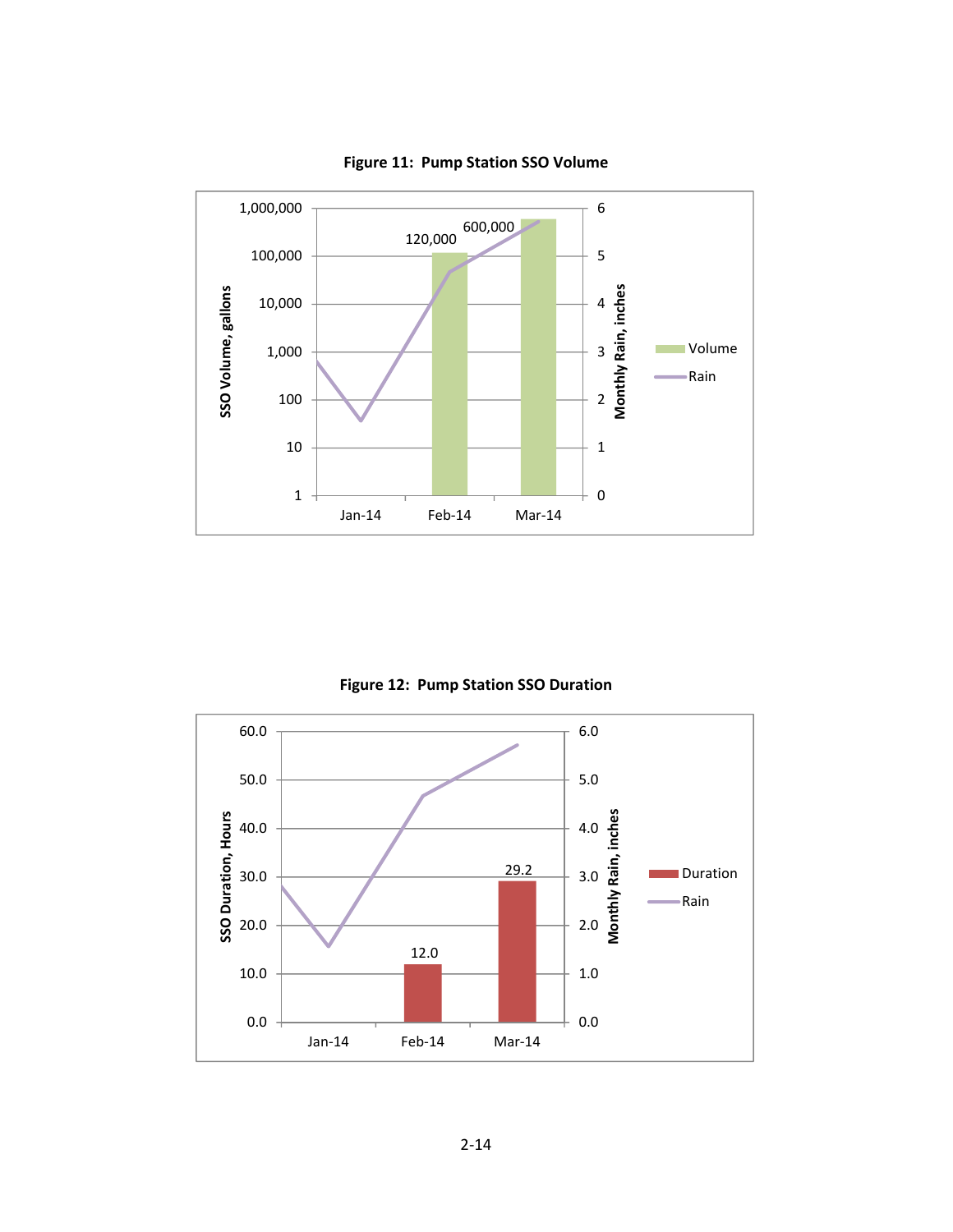**Figure 11: Pump Station SSO Volume**

**Figure 12: Pump Station SSO Duration**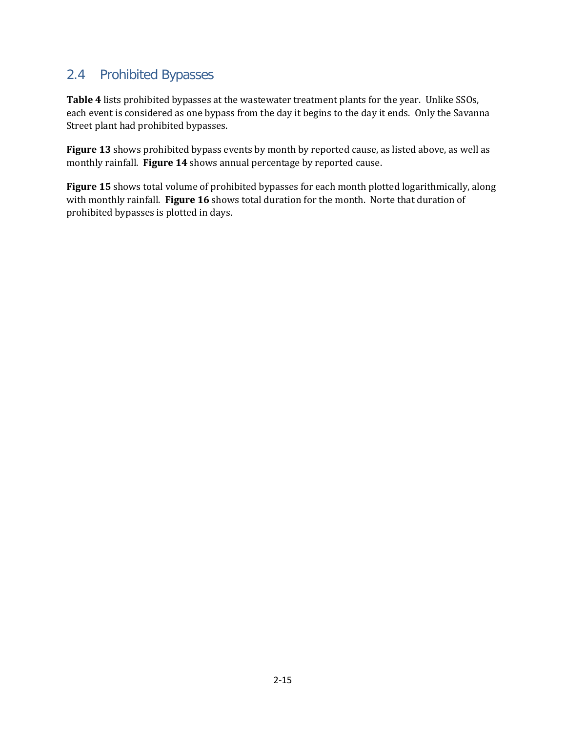## 2.4 Prohibited Bypasses

**Table 4** lists prohibited bypasses at the wastewater treatment plants for the year. Unlike SSOs, each event is considered as one bypass from the day it begins to the day it ends. Only the Savanna Street plant had prohibited bypasses.

**Figure 13** shows prohibited bypass events by month by reported cause, as listed above, as well as monthly rainfall. **Figure 14** shows annual percentage by reported cause.

**Figure 15** shows total volume of prohibited bypasses for each month plotted logarithmically, along with monthly rainfall. **Figure 16** shows total duration for the month. Norte that duration of prohibited bypasses is plotted in days.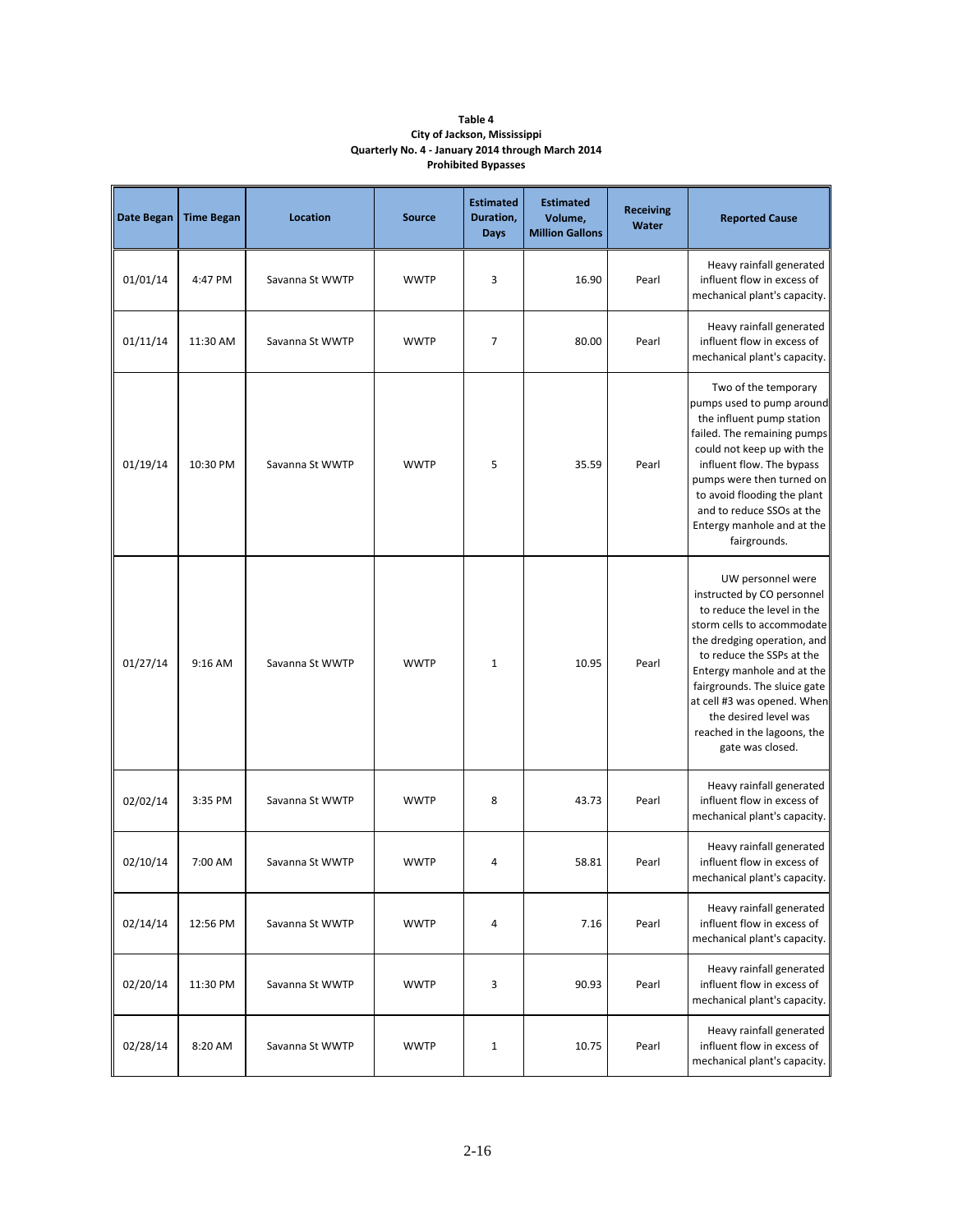**Table 4**
**City of Jackson, Mississippi**
**Quarterly No. 4 - January 2014 through March 2014**
**Prohibited Bypasses**

| Date Began | Time Began | Location | Source | Estimated Duration, Days | Estimated Volume, Million Gallons | Receiving Water | Reported Cause |
|---|---|---|---|---|---|---|---|
| 01/01/14 | 4:47 PM | Savanna St WWTP | WWTP | 3 | 16.90 | Pearl | Heavy rainfall generated influent flow in excess of mechanical plant's capacity. |
| 01/11/14 | 11:30 AM | Savanna St WWTP | WWTP | 7 | 80.00 | Pearl | Heavy rainfall generated influent flow in excess of mechanical plant's capacity. |
| 01/19/14 | 10:30 PM | Savanna St WWTP | WWTP | 5 | 35.59 | Pearl | Two of the temporary pumps used to pump around the influent pump station failed. The remaining pumps could not keep up with the influent flow. The bypass pumps were then turned on to avoid flooding the plant and to reduce SSOs at the Entergy manhole and at the fairgrounds. |
| 01/27/14 | 9:16 AM | Savanna St WWTP | WWTP | 1 | 10.95 | Pearl | UW personnel were instructed by CO personnel to reduce the level in the storm cells to accommodate the dredging operation, and to reduce the SSPs at the Entergy manhole and at the fairgrounds. The sluice gate at cell #3 was opened. When the desired level was reached in the lagoons, the gate was closed. |
| 02/02/14 | 3:35 PM | Savanna St WWTP | WWTP | 8 | 43.73 | Pearl | Heavy rainfall generated influent flow in excess of mechanical plant's capacity. |
| 02/10/14 | 7:00 AM | Savanna St WWTP | WWTP | 4 | 58.81 | Pearl | Heavy rainfall generated influent flow in excess of mechanical plant's capacity. |
| 02/14/14 | 12:56 PM | Savanna St WWTP | WWTP | 4 | 7.16 | Pearl | Heavy rainfall generated influent flow in excess of mechanical plant's capacity. |
| 02/20/14 | 11:30 PM | Savanna St WWTP | WWTP | 3 | 90.93 | Pearl | Heavy rainfall generated influent flow in excess of mechanical plant's capacity. |
| 02/28/14 | 8:20 AM | Savanna St WWTP | WWTP | 1 | 10.75 | Pearl | Heavy rainfall generated influent flow in excess of mechanical plant's capacity. |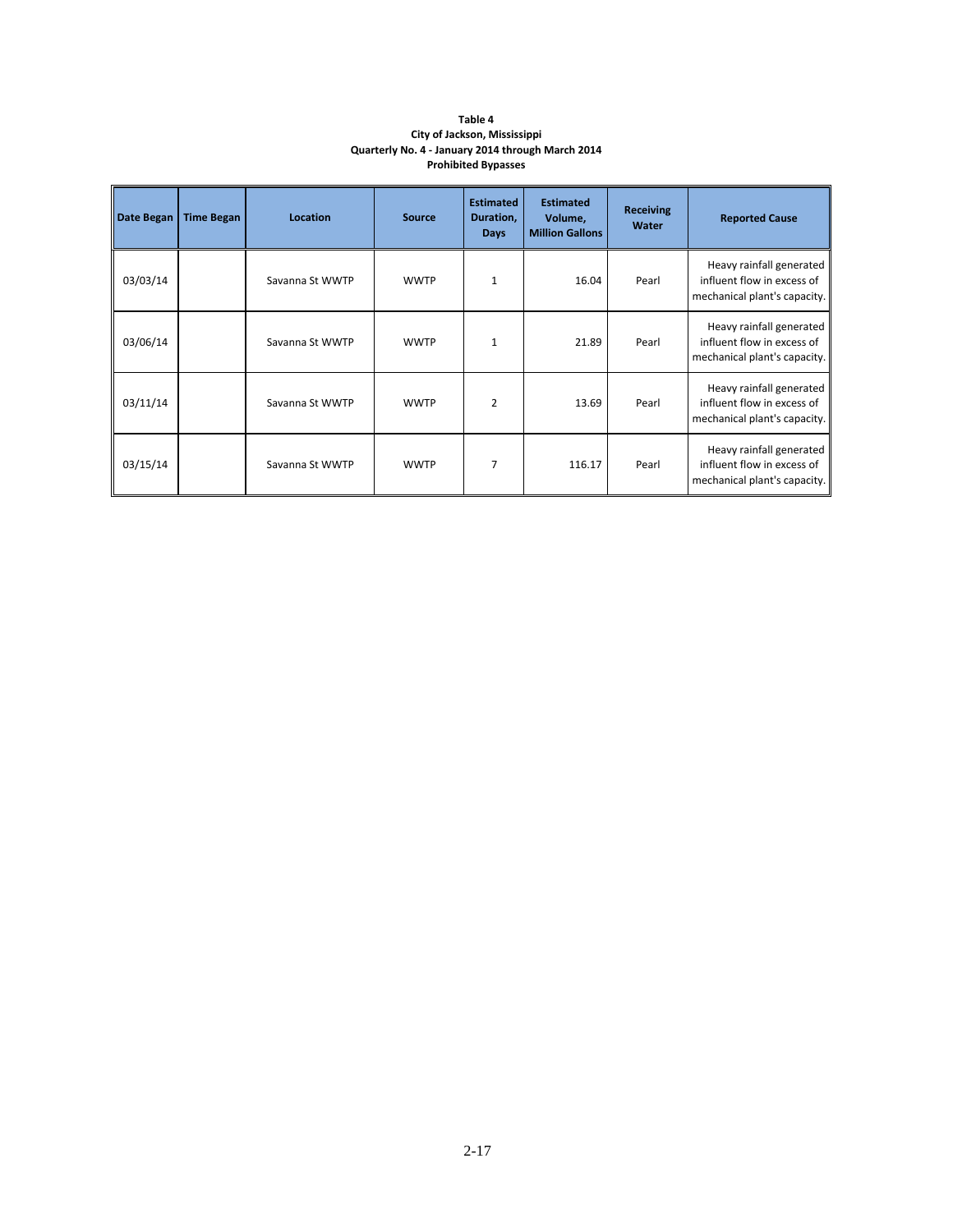**Table 4**
**City of Jackson, Mississippi**
**Quarterly No. 4 - January 2014 through March 2014**
**Prohibited Bypasses**

| Date Began | Time Began | Location | Source | Estimated Duration, Days | Estimated Volume, Million Gallons | Receiving Water | Reported Cause |
|---|---|---|---|---|---|---|---|
| 03/03/14 | | Savanna St WWTP | WWTP | 1 | 16.04 | Pearl | Heavy rainfall generated influent flow in excess of mechanical plant's capacity. |
| 03/06/14 | | Savanna St WWTP | WWTP | 1 | 21.89 | Pearl | Heavy rainfall generated influent flow in excess of mechanical plant's capacity. |
| 03/11/14 | | Savanna St WWTP | WWTP | 2 | 13.69 | Pearl | Heavy rainfall generated influent flow in excess of mechanical plant's capacity. |
| 03/15/14 | | Savanna St WWTP | WWTP | 7 | 116.17 | Pearl | Heavy rainfall generated influent flow in excess of mechanical plant's capacity. |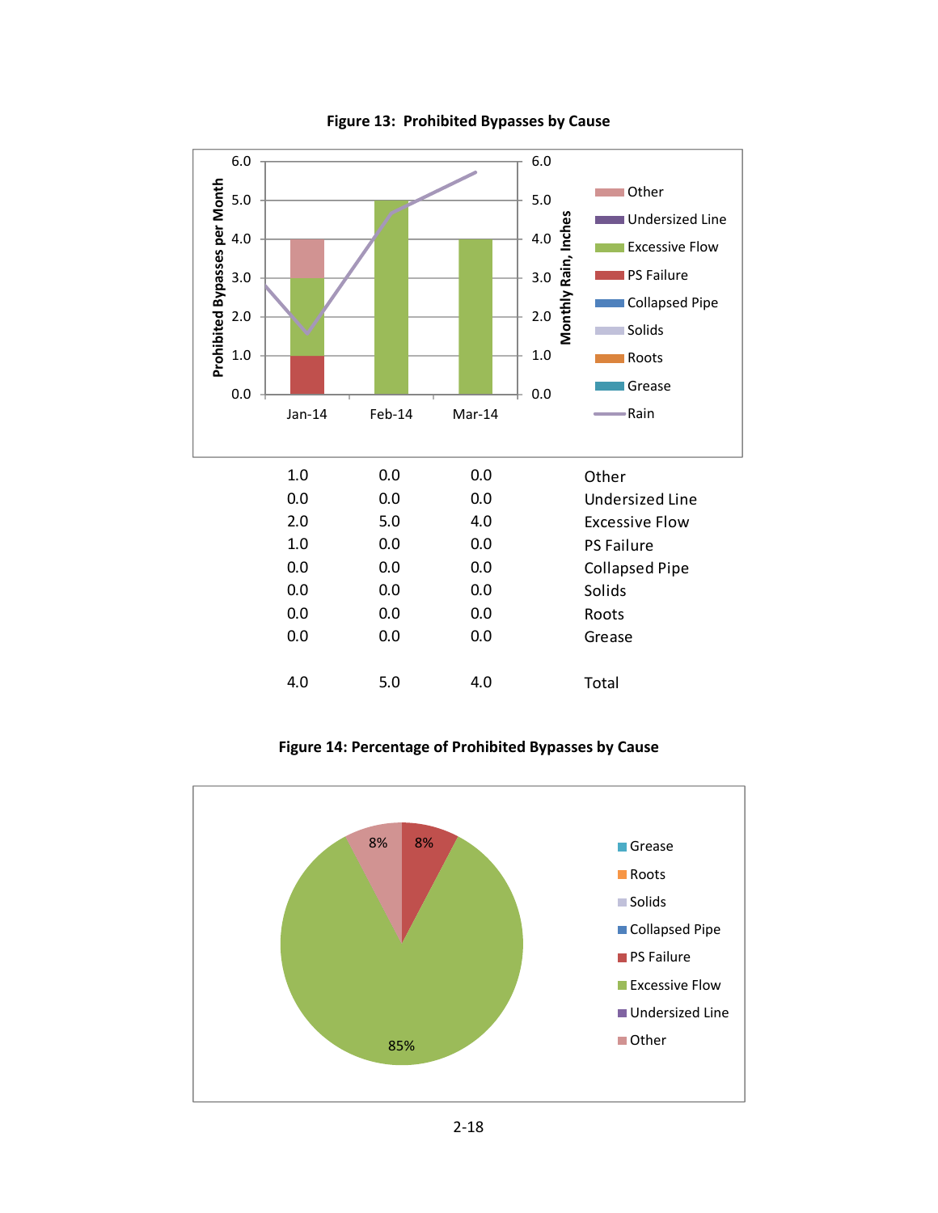**Figure 13: Prohibited Bypasses by Cause**

| | Jan-14 | Feb-14 | Mar-14 |
|---|---|---|---|
| Other | 1.0 | 0.0 | 0.0 |
| Undersized Line | 0.0 | 0.0 | 0.0 |
| Excessive Flow | 2.0 | 5.0 | 4.0 |
| PS Failure | 1.0 | 0.0 | 0.0 |
| Collapsed Pipe | 0.0 | 0.0 | 0.0 |
| Solids | 0.0 | 0.0 | 0.0 |
| Roots | 0.0 | 0.0 | 0.0 |
| Grease | 0.0 | 0.0 | 0.0 |
| Total | 4.0 | 5.0 | 4.0 |

**Figure 14: Percentage of Prohibited Bypasses by Cause**

| Cause | Percentage |
|---|---|
| Excessive Flow | 85% |
| PS Failure | 8% |
| Other | 8% |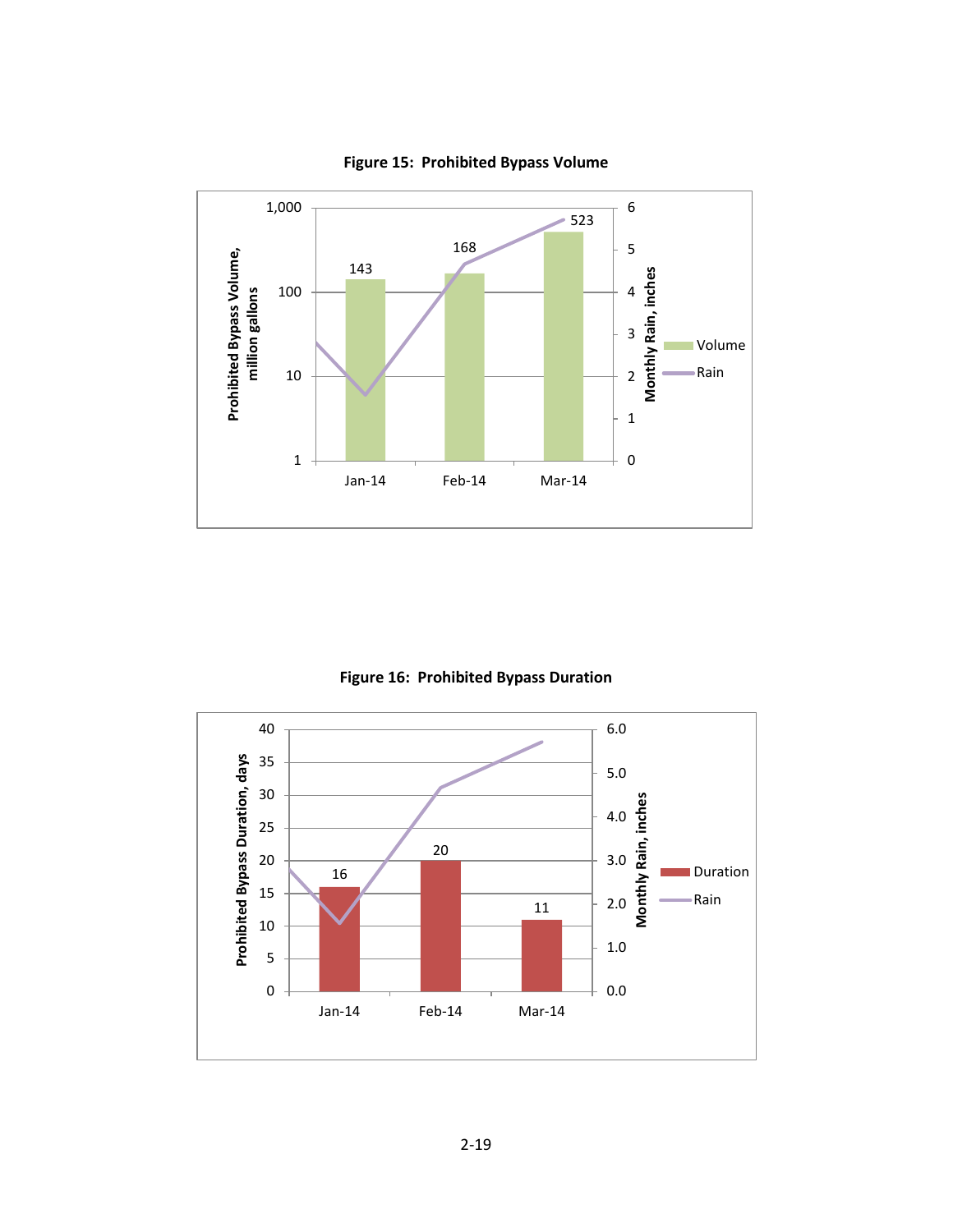**Figure 15: Prohibited Bypass Volume**

Prohibited Bypass Volume, million gallons

1,000
100
10
1

143
168
523

Jan-14
Feb-14
Mar-14

Monthly Rain, inches

6
5
4
3
2
1
0

Volume
Rain

**Figure 16: Prohibited Bypass Duration**

Prohibited Bypass Duration, days

40
35
30
25
20
15
10
5
0

16
20
11

Jan-14
Feb-14
Mar-14

Monthly Rain, inches

6.0
5.0
4.0
3.0
2.0
1.0
0.0

Duration
Rain